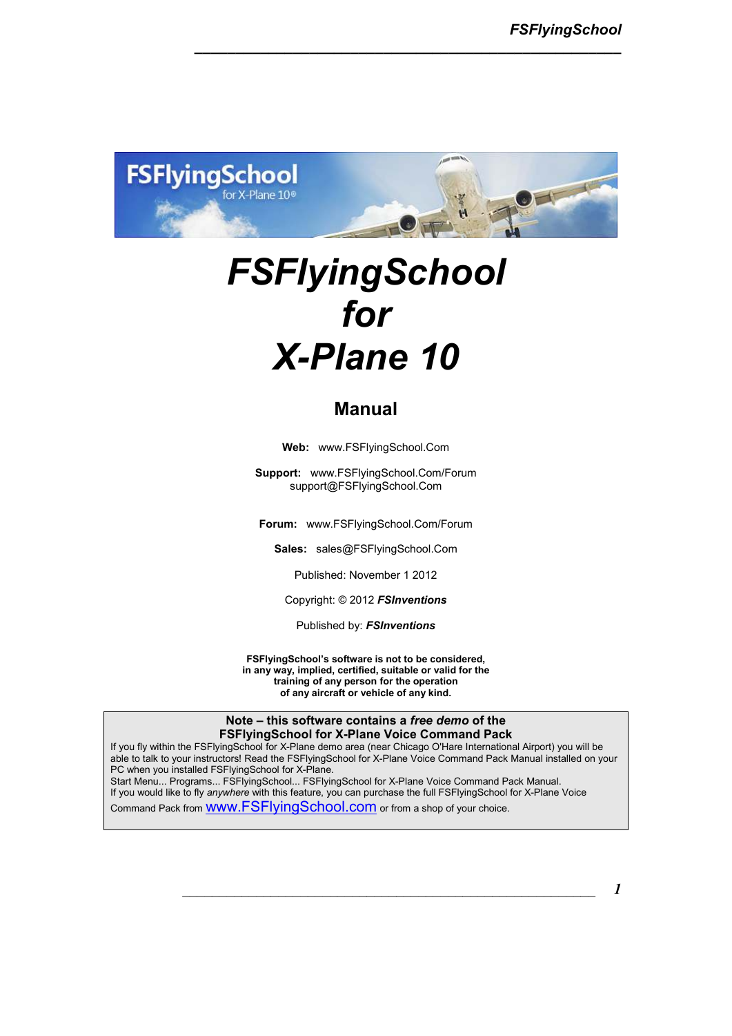# FSFlyingSchool for X-Plane 10

## Manual

**Web:** www.FSFlyingSchool.Com

**Support:** www.FSFlyingSchool.Com/Forum
support@FSFlyingSchool.Com

**Forum:** www.FSFlyingSchool.Com/Forum

**Sales:** sales@FSFlyingSchool.Com

Published: November 1 2012

Copyright: © 2012 ***FSInventions***

Published by: ***FSInventions***

**FSFlyingSchool's software is not to be considered, in any way, implied, certified, suitable or valid for the training of any person for the operation of any aircraft or vehicle of any kind.**

**Note – this software contains a *free demo* of the FSFlyingSchool for X-Plane Voice Command Pack**

If you fly within the FSFlyingSchool for X-Plane demo area (near Chicago O'Hare International Airport) you will be able to talk to your instructors! Read the FSFlyingSchool for X-Plane Voice Command Pack Manual installed on your PC when you installed FSFlyingSchool for X-Plane.
Start Menu... Programs... FSFlyingSchool... FSFlyingSchool for X-Plane Voice Command Pack Manual.
If you would like to fly *anywhere* with this feature, you can purchase the full FSFlyingSchool for X-Plane Voice Command Pack from www.FSFlyingSchool.com or from a shop of your choice.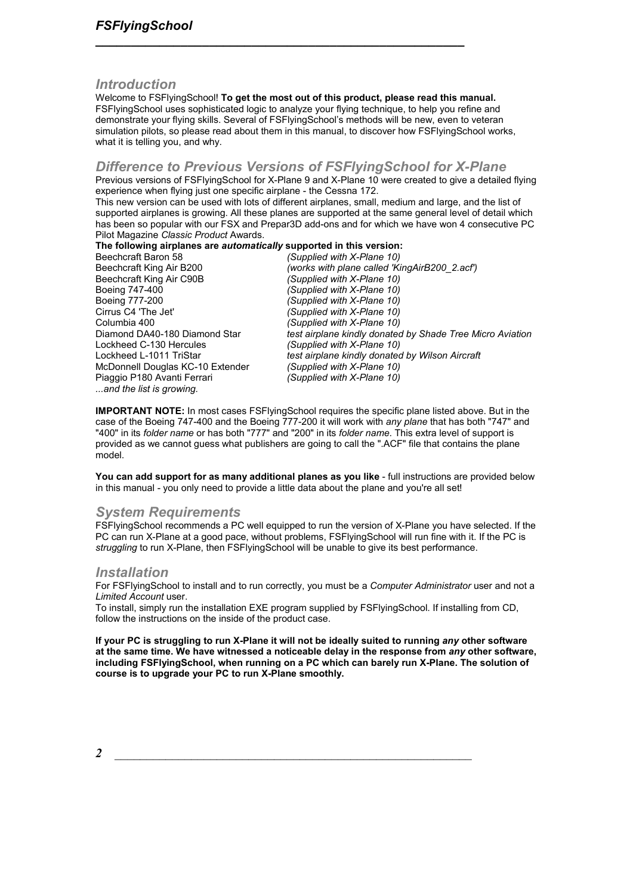## *Introduction*

Welcome to FSFlyingSchool! **To get the most out of this product, please read this manual.** FSFlyingSchool uses sophisticated logic to analyze your flying technique, to help you refine and demonstrate your flying skills. Several of FSFlyingSchool's methods will be new, even to veteran simulation pilots, so please read about them in this manual, to discover how FSFlyingSchool works, what it is telling you, and why.

## *Difference to Previous Versions of FSFlyingSchool for X-Plane*

Previous versions of FSFlyingSchool for X-Plane 9 and X-Plane 10 were created to give a detailed flying experience when flying just one specific airplane - the Cessna 172.

This new version can be used with lots of different airplanes, small, medium and large, and the list of supported airplanes is growing. All these planes are supported at the same general level of detail which has been so popular with our FSX and Prepar3D add-ons and for which we have won 4 consecutive PC Pilot Magazine *Classic Product* Awards.

**The following airplanes are *automatically* supported in this version:**

| | |
|---|---|
| Beechcraft Baron 58 | *(Supplied with X-Plane 10)* |
| Beechcraft King Air B200 | *(works with plane called 'KingAirB200_2.acf')* |
| Beechcraft King Air C90B | *(Supplied with X-Plane 10)* |
| Boeing 747-400 | *(Supplied with X-Plane 10)* |
| Boeing 777-200 | *(Supplied with X-Plane 10)* |
| Cirrus C4 'The Jet' | *(Supplied with X-Plane 10)* |
| Columbia 400 | *(Supplied with X-Plane 10)* |
| Diamond DA40-180 Diamond Star | *test airplane kindly donated by Shade Tree Micro Aviation* |
| Lockheed C-130 Hercules | *(Supplied with X-Plane 10)* |
| Lockheed L-1011 TriStar | *test airplane kindly donated by Wilson Aircraft* |
| McDonnell Douglas KC-10 Extender | *(Supplied with X-Plane 10)* |
| Piaggio P180 Avanti Ferrari | *(Supplied with X-Plane 10)* |

*...and the list is growing.*

**IMPORTANT NOTE:** In most cases FSFlyingSchool requires the specific plane listed above. But in the case of the Boeing 747-400 and the Boeing 777-200 it will work with *any plane* that has both "747" and "400" in its *folder name* or has both "777" and "200" in its *folder name*. This extra level of support is provided as we cannot guess what publishers are going to call the ".ACF" file that contains the plane model.

**You can add support for as many additional planes as you like** - full instructions are provided below in this manual - you only need to provide a little data about the plane and you're all set!

## *System Requirements*

FSFlyingSchool recommends a PC well equipped to run the version of X-Plane you have selected. If the PC can run X-Plane at a good pace, without problems, FSFlyingSchool will run fine with it. If the PC is *struggling* to run X-Plane, then FSFlyingSchool will be unable to give its best performance.

## *Installation*

For FSFlyingSchool to install and to run correctly, you must be a *Computer Administrator* user and not a *Limited Account* user.

To install, simply run the installation EXE program supplied by FSFlyingSchool. If installing from CD, follow the instructions on the inside of the product case.

**If your PC is struggling to run X-Plane it will not be ideally suited to running *any* other software at the same time. We have witnessed a noticeable delay in the response from *any* other software, including FSFlyingSchool, when running on a PC which can barely run X-Plane. The solution of course is to upgrade your PC to run X-Plane smoothly.**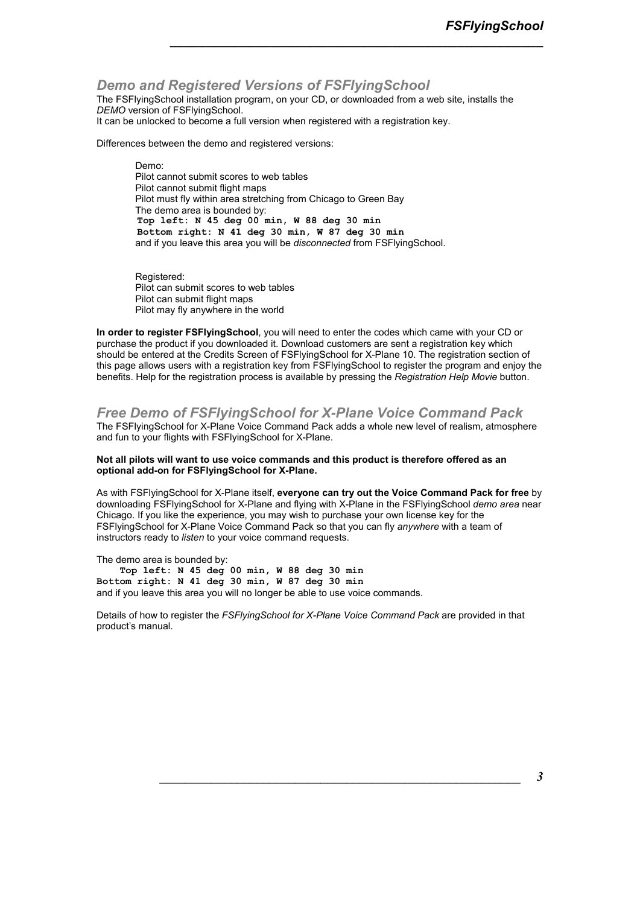## *Demo and Registered Versions of FSFlyingSchool*

The FSFlyingSchool installation program, on your CD, or downloaded from a web site, installs the *DEMO* version of FSFlyingSchool.
It can be unlocked to become a full version when registered with a registration key.

Differences between the demo and registered versions:

Demo:
Pilot cannot submit scores to web tables
Pilot cannot submit flight maps
Pilot must fly within area stretching from Chicago to Green Bay
The demo area is bounded by:
**Top left: N 45 deg 00 min, W 88 deg 30 min**
**Bottom right: N 41 deg 30 min, W 87 deg 30 min**
and if you leave this area you will be *disconnected* from FSFlyingSchool.

Registered:
Pilot can submit scores to web tables
Pilot can submit flight maps
Pilot may fly anywhere in the world

**In order to register FSFlyingSchool**, you will need to enter the codes which came with your CD or purchase the product if you downloaded it. Download customers are sent a registration key which should be entered at the Credits Screen of FSFlyingSchool for X-Plane 10. The registration section of this page allows users with a registration key from FSFlyingSchool to register the program and enjoy the benefits. Help for the registration process is available by pressing the *Registration Help Movie* button.

## *Free Demo of FSFlyingSchool for X-Plane Voice Command Pack*

The FSFlyingSchool for X-Plane Voice Command Pack adds a whole new level of realism, atmosphere and fun to your flights with FSFlyingSchool for X-Plane.

**Not all pilots will want to use voice commands and this product is therefore offered as an optional add-on for FSFlyingSchool for X-Plane.**

As with FSFlyingSchool for X-Plane itself, **everyone can try out the Voice Command Pack for free** by downloading FSFlyingSchool for X-Plane and flying with X-Plane in the FSFlyingSchool *demo area* near Chicago. If you like the experience, you may wish to purchase your own license key for the FSFlyingSchool for X-Plane Voice Command Pack so that you can fly *anywhere* with a team of instructors ready to *listen* to your voice command requests.

The demo area is bounded by:
**Top left: N 45 deg 00 min, W 88 deg 30 min**
**Bottom right: N 41 deg 30 min, W 87 deg 30 min**
and if you leave this area you will no longer be able to use voice commands.

Details of how to register the *FSFlyingSchool for X-Plane Voice Command Pack* are provided in that product's manual.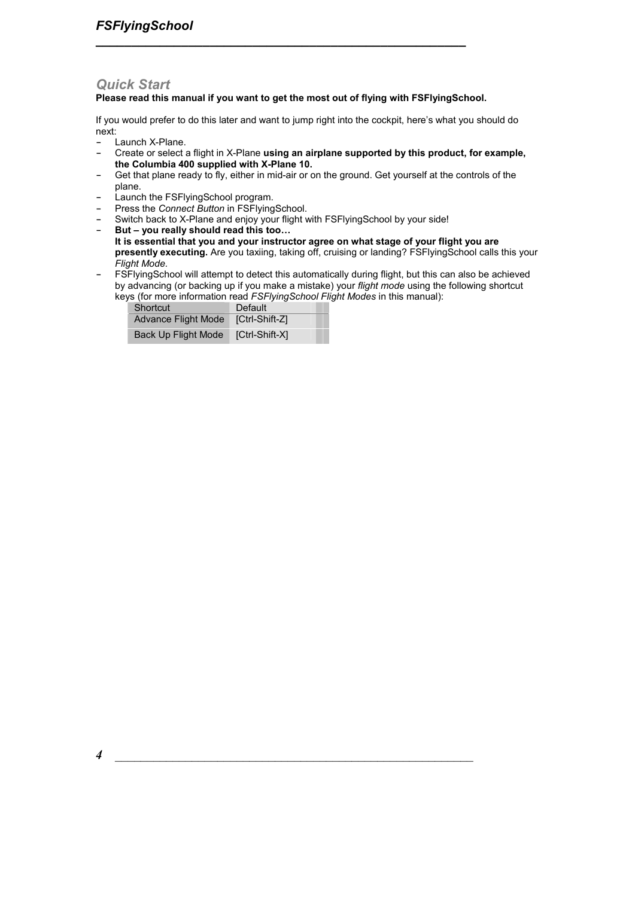## Quick Start

**Please read this manual if you want to get the most out of flying with FSFlyingSchool.**

If you would prefer to do this later and want to jump right into the cockpit, here's what you should do next:

- Launch X-Plane.
- Create or select a flight in X-Plane **using an airplane supported by this product, for example, the Columbia 400 supplied with X-Plane 10.**
- Get that plane ready to fly, either in mid-air or on the ground. Get yourself at the controls of the plane.
- Launch the FSFlyingSchool program.
- Press the *Connect Button* in FSFlyingSchool.
- Switch back to X-Plane and enjoy your flight with FSFlyingSchool by your side!
- **But – you really should read this too…**
  **It is essential that you and your instructor agree on what stage of your flight you are presently executing.** Are you taxiing, taking off, cruising or landing? FSFlyingSchool calls this your *Flight Mode.*
- FSFlyingSchool will attempt to detect this automatically during flight, but this can also be achieved by advancing (or backing up if you make a mistake) your *flight mode* using the following shortcut keys (for more information read *FSFlyingSchool Flight Modes* in this manual):

| Shortcut | Default |
| --- | --- |
| Advance Flight Mode | [Ctrl-Shift-Z] |
| Back Up Flight Mode | [Ctrl-Shift-X] |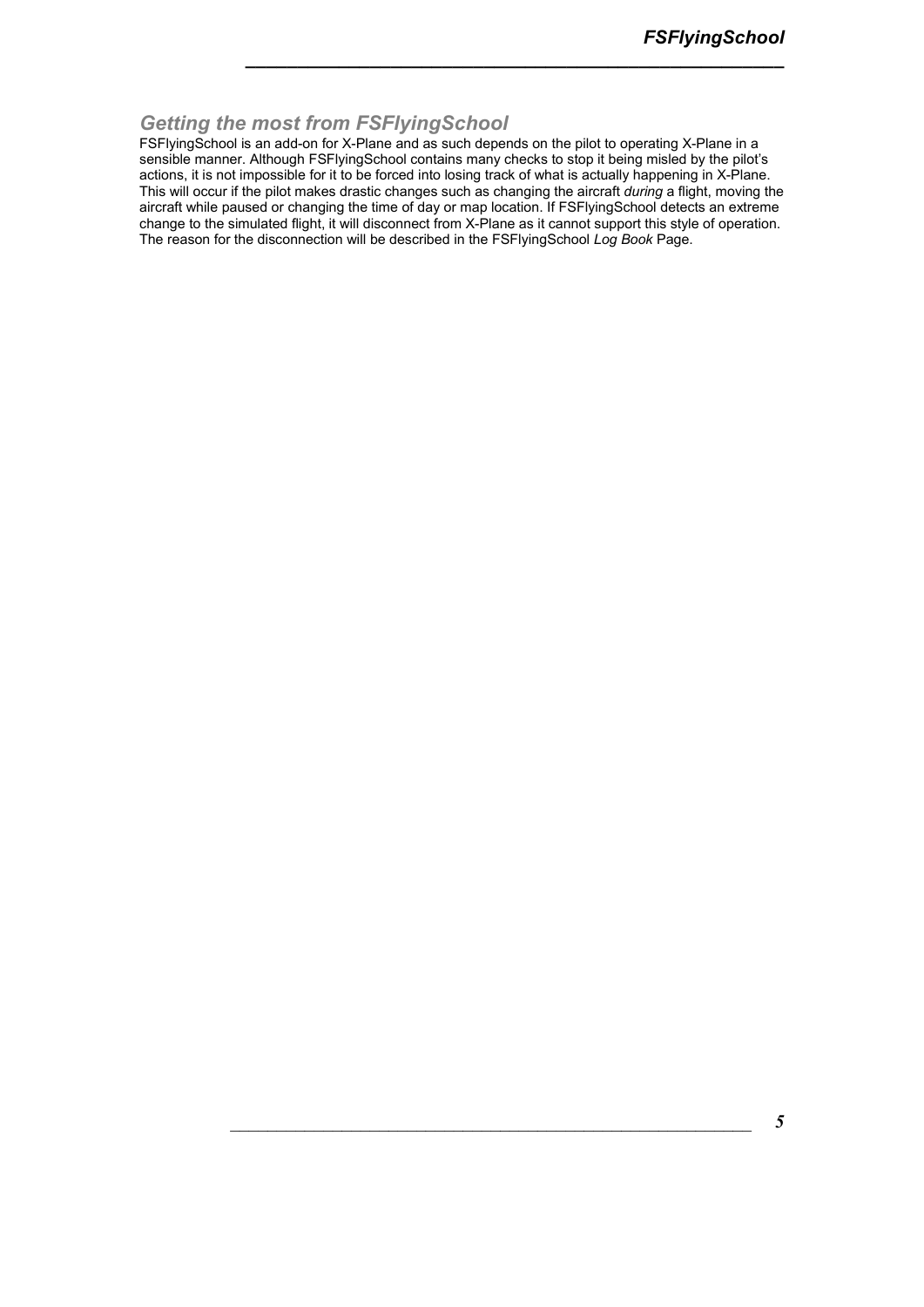## *Getting the most from FSFlyingSchool*

FSFlyingSchool is an add-on for X-Plane and as such depends on the pilot to operating X-Plane in a sensible manner. Although FSFlyingSchool contains many checks to stop it being misled by the pilot's actions, it is not impossible for it to be forced into losing track of what is actually happening in X-Plane. This will occur if the pilot makes drastic changes such as changing the aircraft *during* a flight, moving the aircraft while paused or changing the time of day or map location. If FSFlyingSchool detects an extreme change to the simulated flight, it will disconnect from X-Plane as it cannot support this style of operation. The reason for the disconnection will be described in the FSFlyingSchool *Log Book* Page.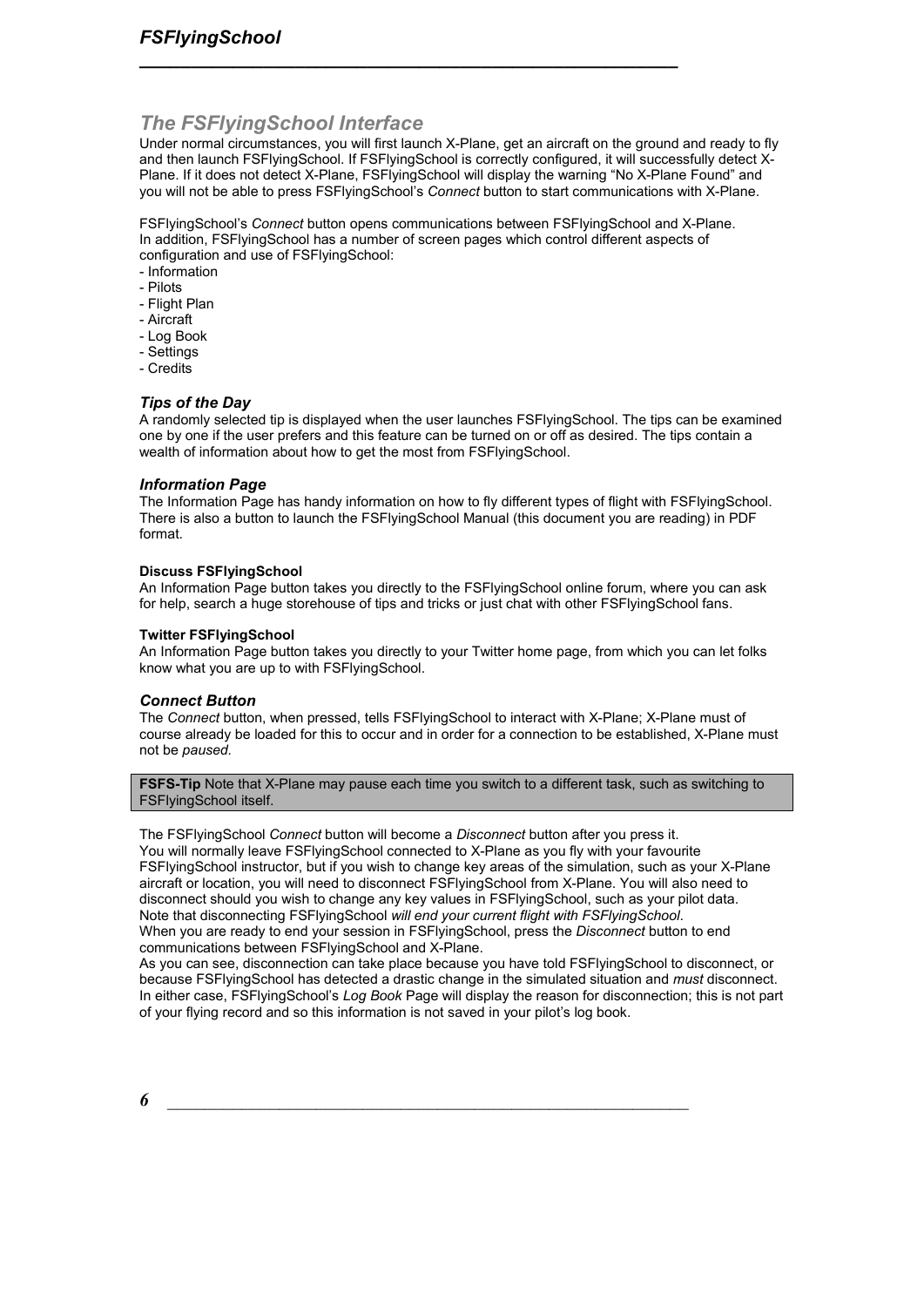## The FSFlyingSchool Interface

Under normal circumstances, you will first launch X-Plane, get an aircraft on the ground and ready to fly and then launch FSFlyingSchool. If FSFlyingSchool is correctly configured, it will successfully detect X-Plane. If it does not detect X-Plane, FSFlyingSchool will display the warning “No X-Plane Found” and you will not be able to press FSFlyingSchool’s *Connect* button to start communications with X-Plane.

FSFlyingSchool’s *Connect* button opens communications between FSFlyingSchool and X-Plane. In addition, FSFlyingSchool has a number of screen pages which control different aspects of configuration and use of FSFlyingSchool:

- Information
- Pilots
- Flight Plan
- Aircraft
- Log Book
- Settings
- Credits

### Tips of the Day

A randomly selected tip is displayed when the user launches FSFlyingSchool. The tips can be examined one by one if the user prefers and this feature can be turned on or off as desired. The tips contain a wealth of information about how to get the most from FSFlyingSchool.

### Information Page

The Information Page has handy information on how to fly different types of flight with FSFlyingSchool. There is also a button to launch the FSFlyingSchool Manual (this document you are reading) in PDF format.

#### Discuss FSFlyingSchool

An Information Page button takes you directly to the FSFlyingSchool online forum, where you can ask for help, search a huge storehouse of tips and tricks or just chat with other FSFlyingSchool fans.

#### Twitter FSFlyingSchool

An Information Page button takes you directly to your Twitter home page, from which you can let folks know what you are up to with FSFlyingSchool.

### Connect Button

The *Connect* button, when pressed, tells FSFlyingSchool to interact with X-Plane; X-Plane must of course already be loaded for this to occur and in order for a connection to be established, X-Plane must not be *paused.*

> **FSFS-Tip** Note that X-Plane may pause each time you switch to a different task, such as switching to FSFlyingSchool itself.

The FSFlyingSchool *Connect* button will become a *Disconnect* button after you press it.
You will normally leave FSFlyingSchool connected to X-Plane as you fly with your favourite FSFlyingSchool instructor, but if you wish to change key areas of the simulation, such as your X-Plane aircraft or location, you will need to disconnect FSFlyingSchool from X-Plane. You will also need to disconnect should you wish to change any key values in FSFlyingSchool, such as your pilot data.
Note that disconnecting FSFlyingSchool *will end your current flight with FSFlyingSchool*.
When you are ready to end your session in FSFlyingSchool, press the *Disconnect* button to end communications between FSFlyingSchool and X-Plane.
As you can see, disconnection can take place because you have told FSFlyingSchool to disconnect, or because FSFlyingSchool has detected a drastic change in the simulated situation and *must* disconnect. In either case, FSFlyingSchool’s *Log Book* Page will display the reason for disconnection; this is not part of your flying record and so this information is not saved in your pilot’s log book.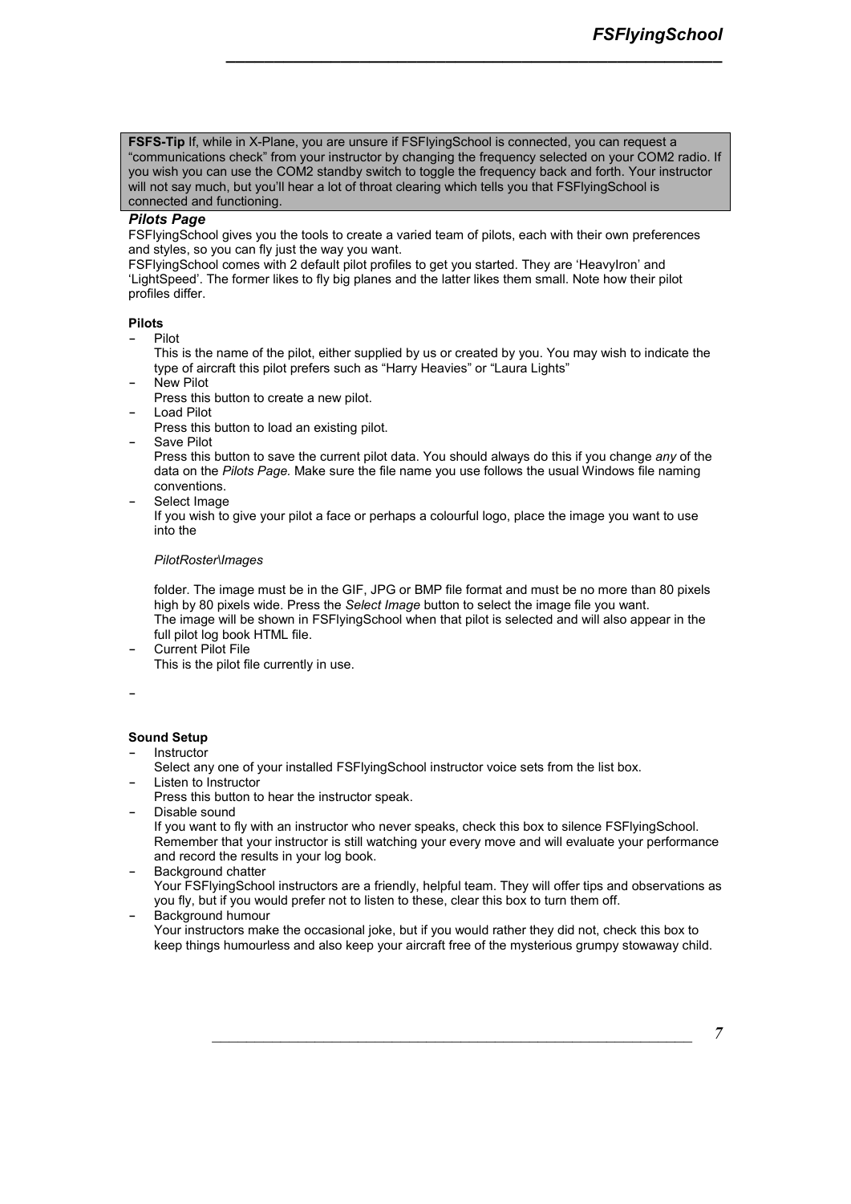**FSFS-Tip** If, while in X-Plane, you are unsure if FSFlyingSchool is connected, you can request a "communications check" from your instructor by changing the frequency selected on your COM2 radio. If you wish you can use the COM2 standby switch to toggle the frequency back and forth. Your instructor will not say much, but you'll hear a lot of throat clearing which tells you that FSFlyingSchool is connected and functioning.

### *Pilots Page*

FSFlyingSchool gives you the tools to create a varied team of pilots, each with their own preferences and styles, so you can fly just the way you want.
FSFlyingSchool comes with 2 default pilot profiles to get you started. They are 'HeavyIron' and 'LightSpeed'. The former likes to fly big planes and the latter likes them small. Note how their pilot profiles differ.

**Pilots**

- Pilot
  This is the name of the pilot, either supplied by us or created by you. You may wish to indicate the type of aircraft this pilot prefers such as "Harry Heavies" or "Laura Lights"
- New Pilot
  Press this button to create a new pilot.
- Load Pilot
  Press this button to load an existing pilot.
- Save Pilot
  Press this button to save the current pilot data. You should always do this if you change *any* of the data on the *Pilots Page.* Make sure the file name you use follows the usual Windows file naming conventions.
- Select Image
  If you wish to give your pilot a face or perhaps a colourful logo, place the image you want to use into the

  *PilotRoster\Images*

  folder. The image must be in the GIF, JPG or BMP file format and must be no more than 80 pixels high by 80 pixels wide. Press the *Select Image* button to select the image file you want.
  The image will be shown in FSFlyingSchool when that pilot is selected and will also appear in the full pilot log book HTML file.
- Current Pilot File
  This is the pilot file currently in use.
-

**Sound Setup**

- Instructor
  Select any one of your installed FSFlyingSchool instructor voice sets from the list box.
- Listen to Instructor
  Press this button to hear the instructor speak.
- Disable sound
  If you want to fly with an instructor who never speaks, check this box to silence FSFlyingSchool. Remember that your instructor is still watching your every move and will evaluate your performance and record the results in your log book.
- Background chatter
  Your FSFlyingSchool instructors are a friendly, helpful team. They will offer tips and observations as you fly, but if you would prefer not to listen to these, clear this box to turn them off.
- Background humour
  Your instructors make the occasional joke, but if you would rather they did not, check this box to keep things humourless and also keep your aircraft free of the mysterious grumpy stowaway child.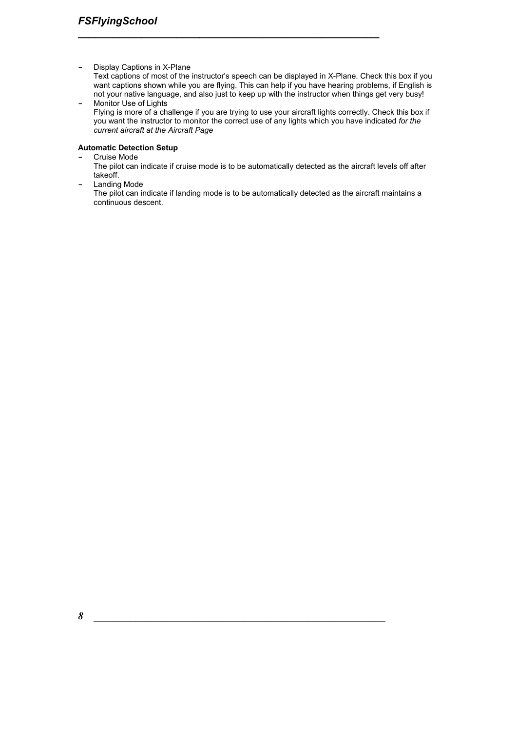- Display Captions in X-Plane
  Text captions of most of the instructor's speech can be displayed in X-Plane. Check this box if you want captions shown while you are flying. This can help if you have hearing problems, if English is not your native language, and also just to keep up with the instructor when things get very busy!
- Monitor Use of Lights
  Flying is more of a challenge if you are trying to use your aircraft lights correctly. Check this box if you want the instructor to monitor the correct use of any lights which you have indicated *for the current aircraft at the Aircraft Page*

**Automatic Detection Setup**

- Cruise Mode
  The pilot can indicate if cruise mode is to be automatically detected as the aircraft levels off after takeoff.
- Landing Mode
  The pilot can indicate if landing mode is to be automatically detected as the aircraft maintains a continuous descent.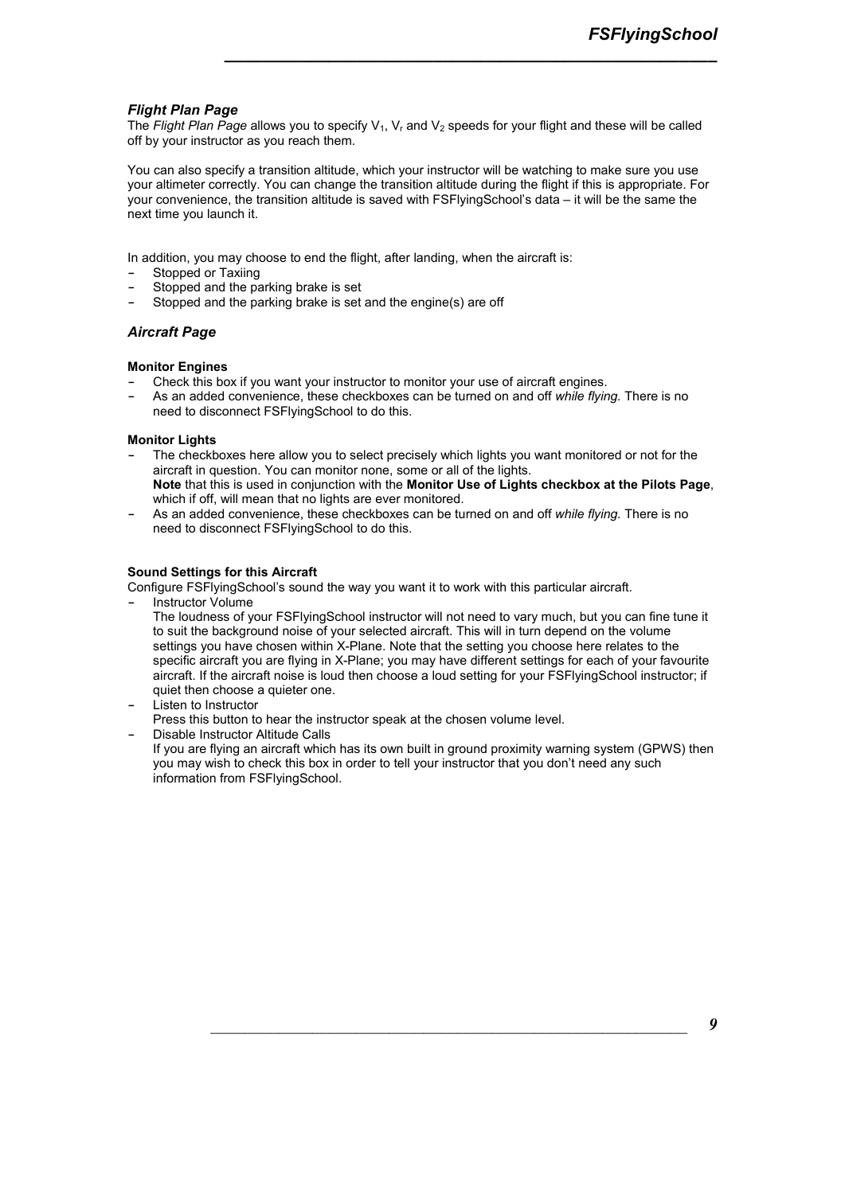### *Flight Plan Page*

The *Flight Plan Page* allows you to specify $V_1$, $V_r$ and $V_2$ speeds for your flight and these will be called off by your instructor as you reach them.

You can also specify a transition altitude, which your instructor will be watching to make sure you use your altimeter correctly. You can change the transition altitude during the flight if this is appropriate. For your convenience, the transition altitude is saved with FSFlyingSchool's data – it will be the same the next time you launch it.

In addition, you may choose to end the flight, after landing, when the aircraft is:

- Stopped or Taxiing
- Stopped and the parking brake is set
- Stopped and the parking brake is set and the engine(s) are off

### *Aircraft Page*

**Monitor Engines**

- Check this box if you want your instructor to monitor your use of aircraft engines.
- As an added convenience, these checkboxes can be turned on and off *while flying.* There is no need to disconnect FSFlyingSchool to do this.

**Monitor Lights**

- The checkboxes here allow you to select precisely which lights you want monitored or not for the aircraft in question. You can monitor none, some or all of the lights.
  **Note** that this is used in conjunction with the **Monitor Use of Lights checkbox at the Pilots Page**, which if off, will mean that no lights are ever monitored.
- As an added convenience, these checkboxes can be turned on and off *while flying.* There is no need to disconnect FSFlyingSchool to do this.

**Sound Settings for this Aircraft**

Configure FSFlyingSchool's sound the way you want it to work with this particular aircraft.

- Instructor Volume
  The loudness of your FSFlyingSchool instructor will not need to vary much, but you can fine tune it to suit the background noise of your selected aircraft. This will in turn depend on the volume settings you have chosen within X-Plane. Note that the setting you choose here relates to the specific aircraft you are flying in X-Plane; you may have different settings for each of your favourite aircraft. If the aircraft noise is loud then choose a loud setting for your FSFlyingSchool instructor; if quiet then choose a quieter one.
- Listen to Instructor
  Press this button to hear the instructor speak at the chosen volume level.
- Disable Instructor Altitude Calls
  If you are flying an aircraft which has its own built in ground proximity warning system (GPWS) then you may wish to check this box in order to tell your instructor that you don't need any such information from FSFlyingSchool.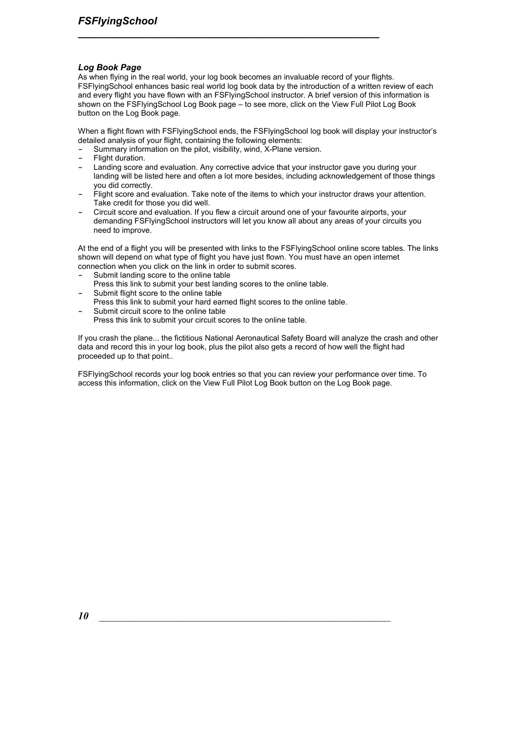### *Log Book Page*

As when flying in the real world, your log book becomes an invaluable record of your flights. FSFlyingSchool enhances basic real world log book data by the introduction of a written review of each and every flight you have flown with an FSFlyingSchool instructor. A brief version of this information is shown on the FSFlyingSchool Log Book page – to see more, click on the View Full Pilot Log Book button on the Log Book page.

When a flight flown with FSFlyingSchool ends, the FSFlyingSchool log book will display your instructor's detailed analysis of your flight, containing the following elements:

- Summary information on the pilot, visibility, wind, X-Plane version.
- Flight duration.
- Landing score and evaluation. Any corrective advice that your instructor gave you during your landing will be listed here and often a lot more besides, including acknowledgement of those things you did correctly.
- Flight score and evaluation. Take note of the items to which your instructor draws your attention. Take credit for those you did well.
- Circuit score and evaluation. If you flew a circuit around one of your favourite airports, your demanding FSFlyingSchool instructors will let you know all about any areas of your circuits you need to improve.

At the end of a flight you will be presented with links to the FSFlyingSchool online score tables. The links shown will depend on what type of flight you have just flown. You must have an open internet connection when you click on the link in order to submit scores.

- Submit landing score to the online table
  Press this link to submit your best landing scores to the online table.
- Submit flight score to the online table
  Press this link to submit your hard earned flight scores to the online table.
- Submit circuit score to the online table
  Press this link to submit your circuit scores to the online table.

If you crash the plane... the fictitious National Aeronautical Safety Board will analyze the crash and other data and record this in your log book, plus the pilot also gets a record of how well the flight had proceeded up to that point..

FSFlyingSchool records your log book entries so that you can review your performance over time. To access this information, click on the View Full Pilot Log Book button on the Log Book page.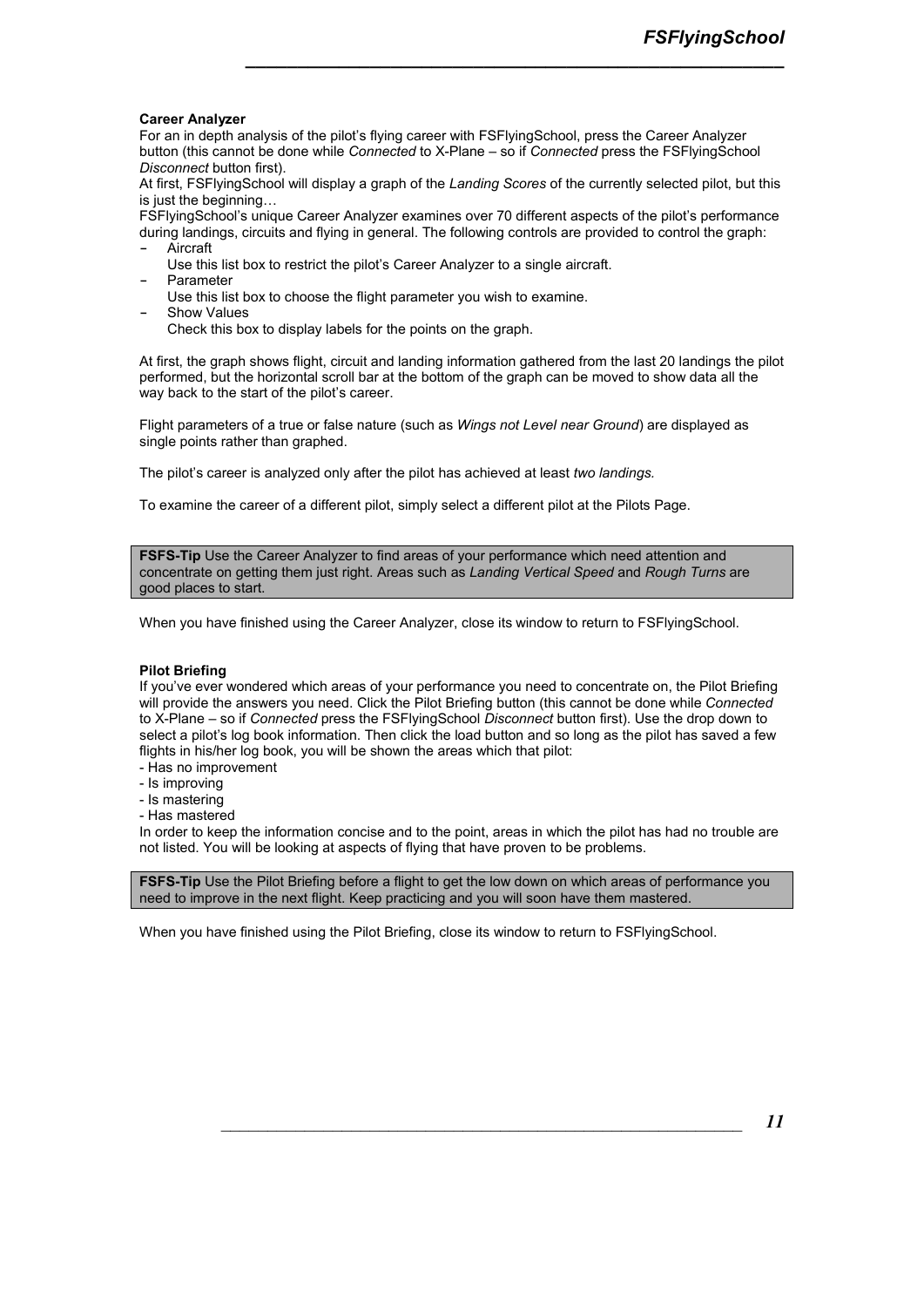**Career Analyzer**

For an in depth analysis of the pilot's flying career with FSFlyingSchool, press the Career Analyzer button (this cannot be done while *Connected* to X-Plane – so if *Connected* press the FSFlyingSchool *Disconnect* button first).

At first, FSFlyingSchool will display a graph of the *Landing Scores* of the currently selected pilot, but this is just the beginning…

FSFlyingSchool's unique Career Analyzer examines over 70 different aspects of the pilot's performance during landings, circuits and flying in general. The following controls are provided to control the graph:

- Aircraft
  Use this list box to restrict the pilot's Career Analyzer to a single aircraft.
- Parameter
  Use this list box to choose the flight parameter you wish to examine.
- Show Values
  Check this box to display labels for the points on the graph.

At first, the graph shows flight, circuit and landing information gathered from the last 20 landings the pilot performed, but the horizontal scroll bar at the bottom of the graph can be moved to show data all the way back to the start of the pilot's career.

Flight parameters of a true or false nature (such as *Wings not Level near Ground*) are displayed as single points rather than graphed.

The pilot's career is analyzed only after the pilot has achieved at least *two landings.*

To examine the career of a different pilot, simply select a different pilot at the Pilots Page.

> **FSFS-Tip** Use the Career Analyzer to find areas of your performance which need attention and concentrate on getting them just right. Areas such as *Landing Vertical Speed* and *Rough Turns* are good places to start.

When you have finished using the Career Analyzer, close its window to return to FSFlyingSchool.

**Pilot Briefing**

If you've ever wondered which areas of your performance you need to concentrate on, the Pilot Briefing will provide the answers you need. Click the Pilot Briefing button (this cannot be done while *Connected* to X-Plane – so if *Connected* press the FSFlyingSchool *Disconnect* button first). Use the drop down to select a pilot's log book information. Then click the load button and so long as the pilot has saved a few flights in his/her log book, you will be shown the areas which that pilot:

- Has no improvement
- Is improving
- Is mastering
- Has mastered

In order to keep the information concise and to the point, areas in which the pilot has had no trouble are not listed. You will be looking at aspects of flying that have proven to be problems.

> **FSFS-Tip** Use the Pilot Briefing before a flight to get the low down on which areas of performance you need to improve in the next flight. Keep practicing and you will soon have them mastered.

When you have finished using the Pilot Briefing, close its window to return to FSFlyingSchool.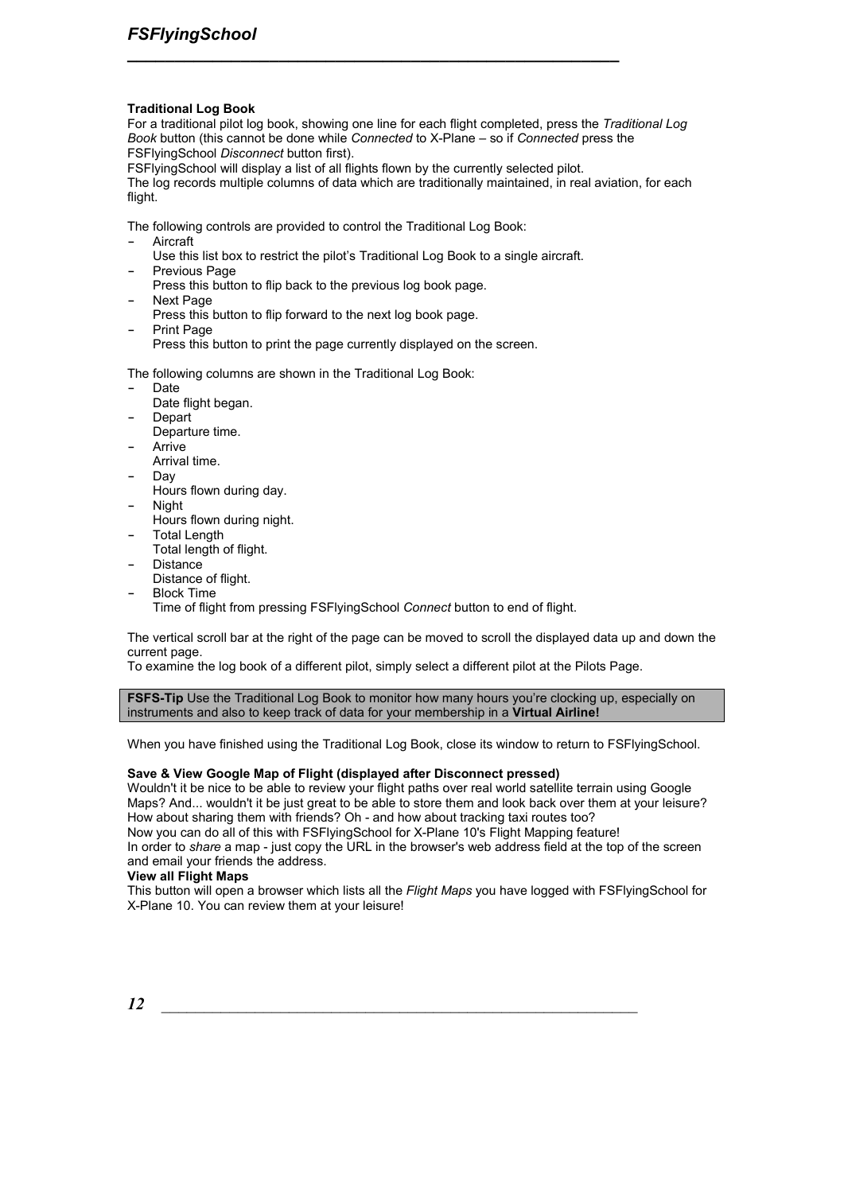### Traditional Log Book

For a traditional pilot log book, showing one line for each flight completed, press the *Traditional Log Book* button (this cannot be done while *Connected* to X-Plane – so if *Connected* press the FSFlyingSchool *Disconnect* button first).
FSFlyingSchool will display a list of all flights flown by the currently selected pilot.
The log records multiple columns of data which are traditionally maintained, in real aviation, for each flight.

The following controls are provided to control the Traditional Log Book:

- Aircraft
  Use this list box to restrict the pilot's Traditional Log Book to a single aircraft.
- Previous Page
  Press this button to flip back to the previous log book page.
- Next Page
  Press this button to flip forward to the next log book page.
- Print Page
  Press this button to print the page currently displayed on the screen.

The following columns are shown in the Traditional Log Book:

- Date
  Date flight began.
- Depart
  Departure time.
- Arrive
  Arrival time.
- Day
  Hours flown during day.
- Night
  Hours flown during night.
- Total Length
  Total length of flight.
- Distance
  Distance of flight.
- Block Time
  Time of flight from pressing FSFlyingSchool *Connect* button to end of flight.

The vertical scroll bar at the right of the page can be moved to scroll the displayed data up and down the current page.
To examine the log book of a different pilot, simply select a different pilot at the Pilots Page.

> **FSFS-Tip** Use the Traditional Log Book to monitor how many hours you're clocking up, especially on instruments and also to keep track of data for your membership in a **Virtual Airline!**

When you have finished using the Traditional Log Book, close its window to return to FSFlyingSchool.

### Save & View Google Map of Flight (displayed after Disconnect pressed)

Wouldn't it be nice to be able to review your flight paths over real world satellite terrain using Google Maps? And... wouldn't it be just great to be able to store them and look back over them at your leisure? How about sharing them with friends? Oh - and how about tracking taxi routes too?
Now you can do all of this with FSFlyingSchool for X-Plane 10's Flight Mapping feature!
In order to *share* a map - just copy the URL in the browser's web address field at the top of the screen and email your friends the address.

**View all Flight Maps**
This button will open a browser which lists all the *Flight Maps* you have logged with FSFlyingSchool for X-Plane 10. You can review them at your leisure!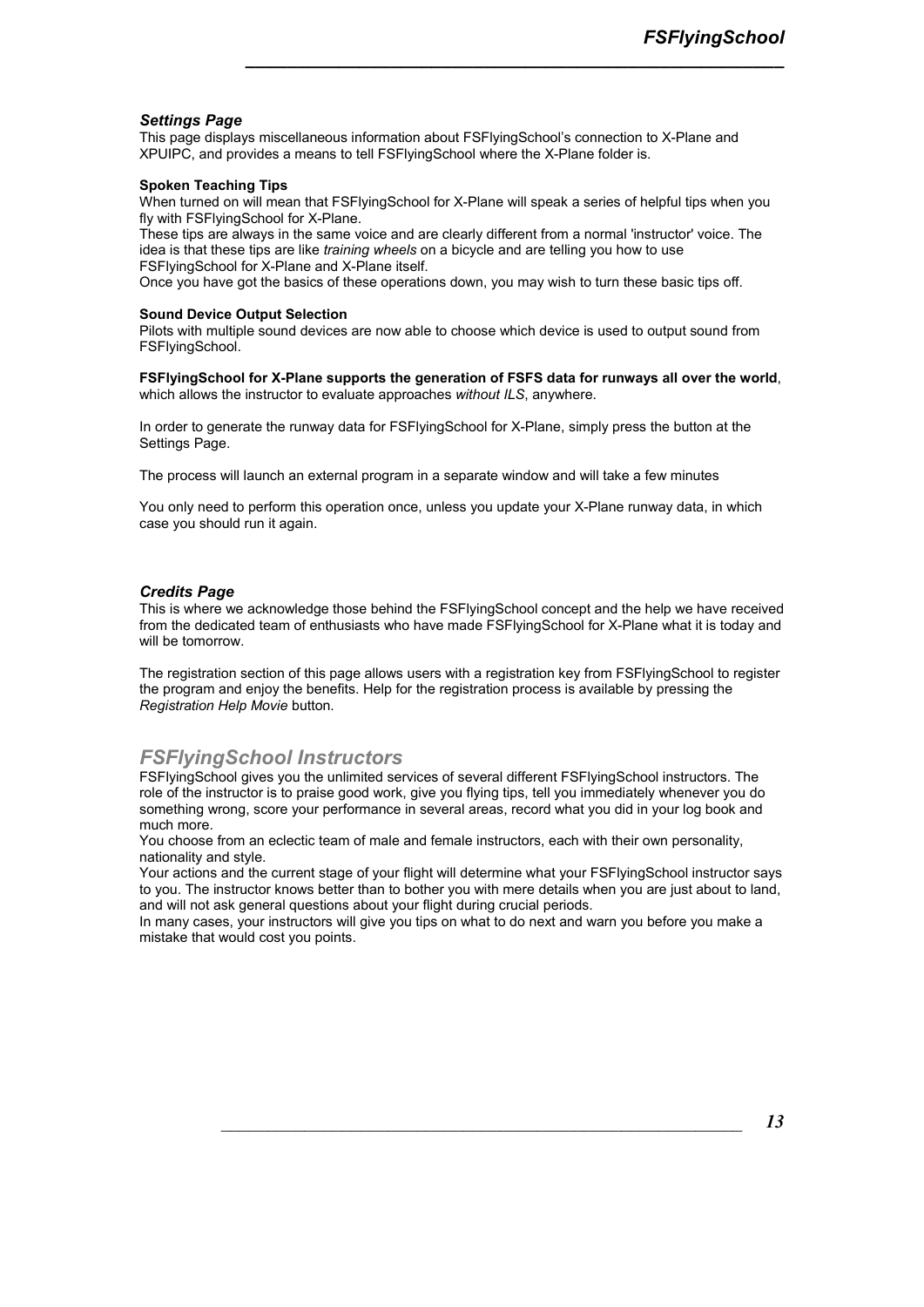### *Settings Page*

This page displays miscellaneous information about FSFlyingSchool's connection to X-Plane and XPUIPC, and provides a means to tell FSFlyingSchool where the X-Plane folder is.

**Spoken Teaching Tips**

When turned on will mean that FSFlyingSchool for X-Plane will speak a series of helpful tips when you fly with FSFlyingSchool for X-Plane.
These tips are always in the same voice and are clearly different from a normal 'instructor' voice. The idea is that these tips are like *training wheels* on a bicycle and are telling you how to use FSFlyingSchool for X-Plane and X-Plane itself.
Once you have got the basics of these operations down, you may wish to turn these basic tips off.

**Sound Device Output Selection**

Pilots with multiple sound devices are now able to choose which device is used to output sound from FSFlyingSchool.

**FSFlyingSchool for X-Plane supports the generation of FSFS data for runways all over the world**, which allows the instructor to evaluate approaches *without ILS*, anywhere.

In order to generate the runway data for FSFlyingSchool for X-Plane, simply press the button at the Settings Page.

The process will launch an external program in a separate window and will take a few minutes

You only need to perform this operation once, unless you update your X-Plane runway data, in which case you should run it again.

### *Credits Page*

This is where we acknowledge those behind the FSFlyingSchool concept and the help we have received from the dedicated team of enthusiasts who have made FSFlyingSchool for X-Plane what it is today and will be tomorrow.

The registration section of this page allows users with a registration key from FSFlyingSchool to register the program and enjoy the benefits. Help for the registration process is available by pressing the *Registration Help Movie* button.

## *FSFlyingSchool Instructors*

FSFlyingSchool gives you the unlimited services of several different FSFlyingSchool instructors. The role of the instructor is to praise good work, give you flying tips, tell you immediately whenever you do something wrong, score your performance in several areas, record what you did in your log book and much more.
You choose from an eclectic team of male and female instructors, each with their own personality, nationality and style.
Your actions and the current stage of your flight will determine what your FSFlyingSchool instructor says to you. The instructor knows better than to bother you with mere details when you are just about to land, and will not ask general questions about your flight during crucial periods.
In many cases, your instructors will give you tips on what to do next and warn you before you make a mistake that would cost you points.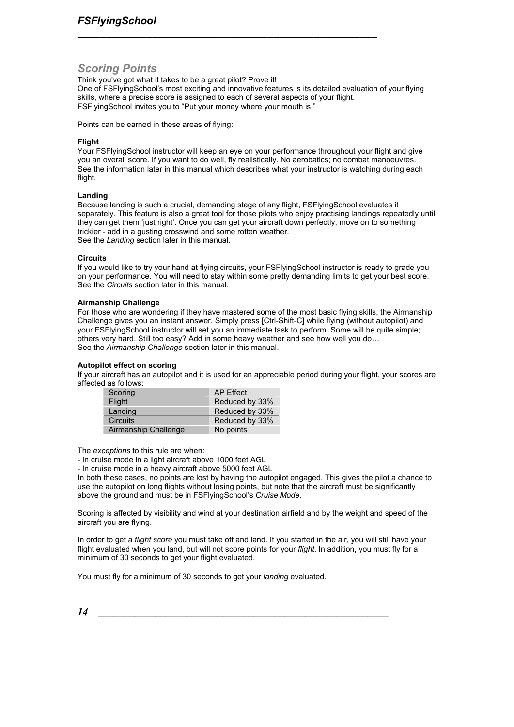## Scoring Points

Think you've got what it takes to be a great pilot? Prove it!
One of FSFlyingSchool's most exciting and innovative features is its detailed evaluation of your flying skills, where a precise score is assigned to each of several aspects of your flight.
FSFlyingSchool invites you to "Put your money where your mouth is."

Points can be earned in these areas of flying:

**Flight**
Your FSFlyingSchool instructor will keep an eye on your performance throughout your flight and give you an overall score. If you want to do well, fly realistically. No aerobatics; no combat manoeuvres. See the information later in this manual which describes what your instructor is watching during each flight.

**Landing**
Because landing is such a crucial, demanding stage of any flight, FSFlyingSchool evaluates it separately. This feature is also a great tool for those pilots who enjoy practising landings repeatedly until they can get them 'just right'. Once you can get your aircraft down perfectly, move on to something trickier - add in a gusting crosswind and some rotten weather.
See the *Landing* section later in this manual.

**Circuits**
If you would like to try your hand at flying circuits, your FSFlyingSchool instructor is ready to grade you on your performance. You will need to stay within some pretty demanding limits to get your best score. See the *Circuits* section later in this manual.

**Airmanship Challenge**
For those who are wondering if they have mastered some of the most basic flying skills, the Airmanship Challenge gives you an instant answer. Simply press [Ctrl-Shift-C] while flying (without autopilot) and your FSFlyingSchool instructor will set you an immediate task to perform. Some will be quite simple; others very hard. Still too easy? Add in some heavy weather and see how well you do…
See the *Airmanship Challenge* section later in this manual.

**Autopilot effect on scoring**
If your aircraft has an autopilot and it is used for an appreciable period during your flight, your scores are affected as follows:

| Scoring | AP Effect |
|---|---|
| Flight | Reduced by 33% |
| Landing | Reduced by 33% |
| Circuits | Reduced by 33% |
| Airmanship Challenge | No points |

The *exceptions* to this rule are when:
- In cruise mode in a light aircraft above 1000 feet AGL
- In cruise mode in a heavy aircraft above 5000 feet AGL

In both these cases, no points are lost by having the autopilot engaged. This gives the pilot a chance to use the autopilot on long flights without losing points, but note that the aircraft must be significantly above the ground and must be in FSFlyingSchool's *Cruise Mode.*

Scoring is affected by visibility and wind at your destination airfield and by the weight and speed of the aircraft you are flying.

In order to get a *flight score* you must take off and land. If you started in the air, you will still have your flight evaluated when you land, but will not score points for your *flight*. In addition, you must fly for a minimum of 30 seconds to get your flight evaluated.

You must fly for a minimum of 30 seconds to get your *landing* evaluated.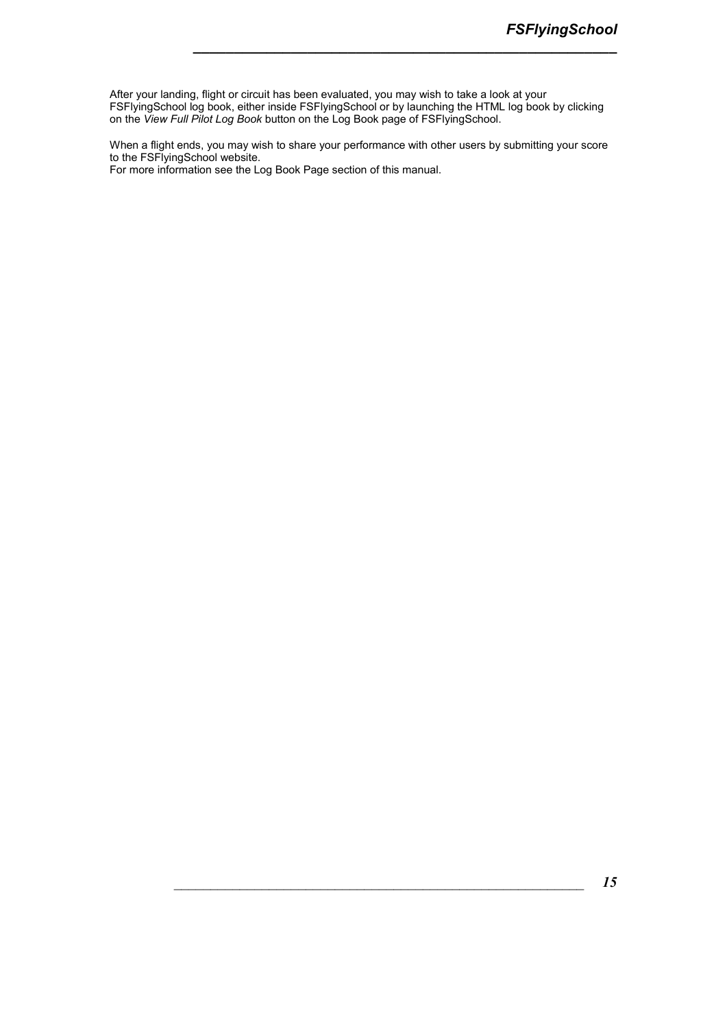After your landing, flight or circuit has been evaluated, you may wish to take a look at your FSFlyingSchool log book, either inside FSFlyingSchool or by launching the HTML log book by clicking on the *View Full Pilot Log Book* button on the Log Book page of FSFlyingSchool.

When a flight ends, you may wish to share your performance with other users by submitting your score to the FSFlyingSchool website.
For more information see the Log Book Page section of this manual.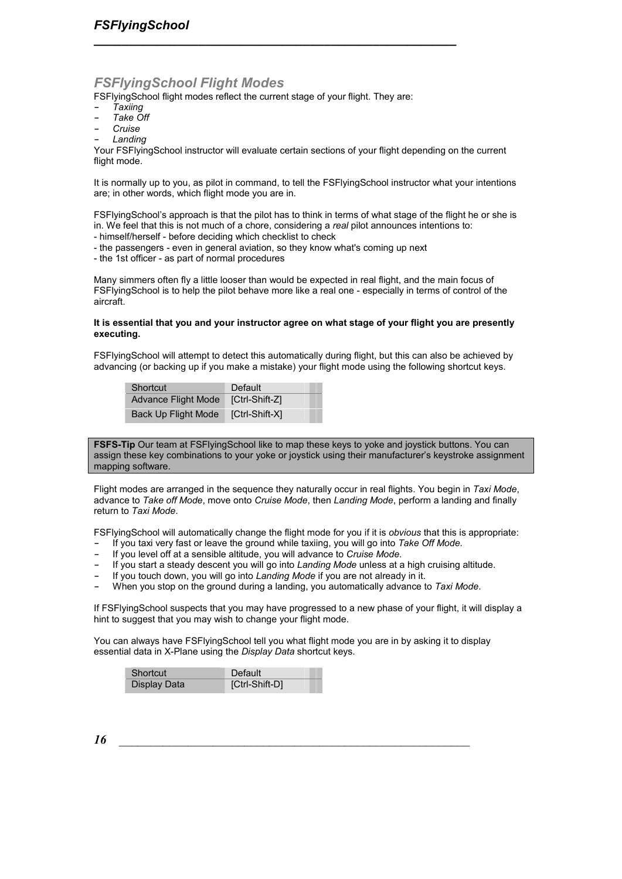## *FSFlyingSchool Flight Modes*

FSFlyingSchool flight modes reflect the current stage of your flight. They are:

- *Taxiing*
- *Take Off*
- *Cruise*
- *Landing*

Your FSFlyingSchool instructor will evaluate certain sections of your flight depending on the current flight mode.

It is normally up to you, as pilot in command, to tell the FSFlyingSchool instructor what your intentions are; in other words, which flight mode you are in.

FSFlyingSchool's approach is that the pilot has to think in terms of what stage of the flight he or she is in. We feel that this is not much of a chore, considering a *real* pilot announces intentions to:
- himself/herself - before deciding which checklist to check
- the passengers - even in general aviation, so they know what's coming up next
- the 1st officer - as part of normal procedures

Many simmers often fly a little looser than would be expected in real flight, and the main focus of FSFlyingSchool is to help the pilot behave more like a real one - especially in terms of control of the aircraft.

**It is essential that you and your instructor agree on what stage of your flight you are presently executing.**

FSFlyingSchool will attempt to detect this automatically during flight, but this can also be achieved by advancing (or backing up if you make a mistake) your flight mode using the following shortcut keys.

| Shortcut | Default |
|---|---|
| Advance Flight Mode | [Ctrl-Shift-Z] |
| Back Up Flight Mode | [Ctrl-Shift-X] |

**FSFS-Tip** Our team at FSFlyingSchool like to map these keys to yoke and joystick buttons. You can assign these key combinations to your yoke or joystick using their manufacturer's keystroke assignment mapping software.

Flight modes are arranged in the sequence they naturally occur in real flights. You begin in *Taxi Mode*, advance to *Take off Mode*, move onto *Cruise Mode*, then *Landing Mode*, perform a landing and finally return to *Taxi Mode*.

FSFlyingSchool will automatically change the flight mode for you if it is *obvious* that this is appropriate:

- If you taxi very fast or leave the ground while taxiing, you will go into *Take Off Mode.*
- If you level off at a sensible altitude, you will advance to *Cruise Mode.*
- If you start a steady descent you will go into *Landing Mode* unless at a high cruising altitude.
- If you touch down, you will go into *Landing Mode* if you are not already in it.
- When you stop on the ground during a landing, you automatically advance to *Taxi Mode*.

If FSFlyingSchool suspects that you may have progressed to a new phase of your flight, it will display a hint to suggest that you may wish to change your flight mode.

You can always have FSFlyingSchool tell you what flight mode you are in by asking it to display essential data in X-Plane using the *Display Data* shortcut keys.

| Shortcut | Default |
|---|---|
| Display Data | [Ctrl-Shift-D] |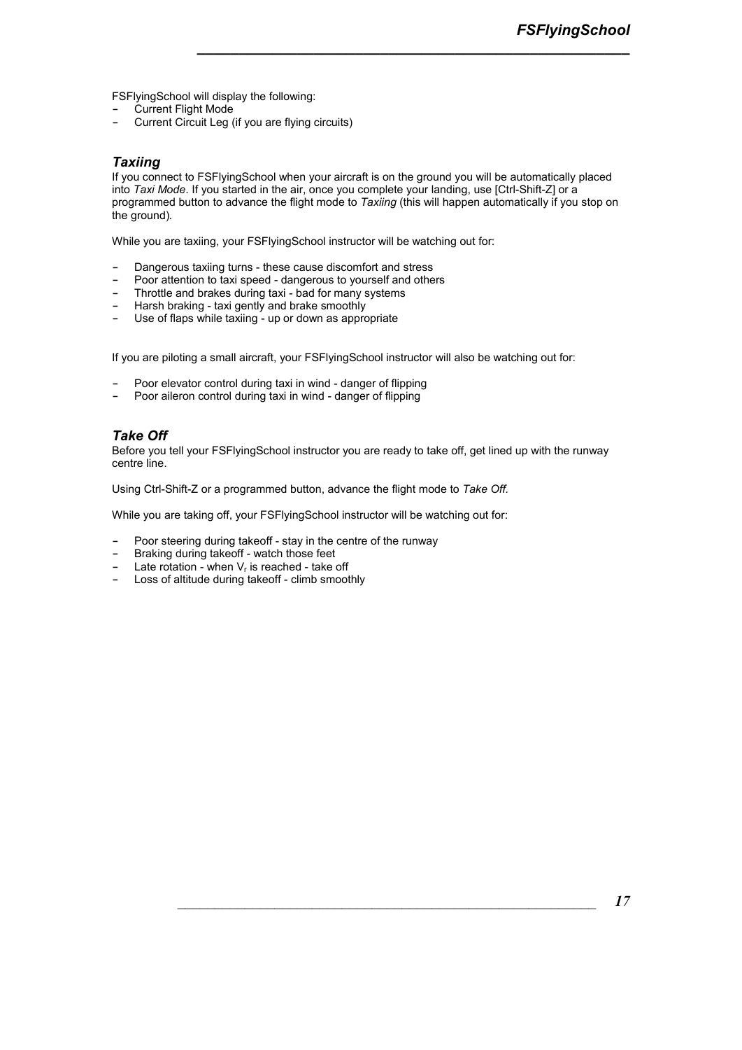FSFlyingSchool will display the following:

- Current Flight Mode
- Current Circuit Leg (if you are flying circuits)

### *Taxiing*

If you connect to FSFlyingSchool when your aircraft is on the ground you will be automatically placed into *Taxi Mode*. If you started in the air, once you complete your landing, use [Ctrl-Shift-Z] or a programmed button to advance the flight mode to *Taxiing* (this will happen automatically if you stop on the ground).

While you are taxiing, your FSFlyingSchool instructor will be watching out for:

- Dangerous taxiing turns - these cause discomfort and stress
- Poor attention to taxi speed - dangerous to yourself and others
- Throttle and brakes during taxi - bad for many systems
- Harsh braking - taxi gently and brake smoothly
- Use of flaps while taxiing - up or down as appropriate

If you are piloting a small aircraft, your FSFlyingSchool instructor will also be watching out for:

- Poor elevator control during taxi in wind - danger of flipping
- Poor aileron control during taxi in wind - danger of flipping

### *Take Off*

Before you tell your FSFlyingSchool instructor you are ready to take off, get lined up with the runway centre line.

Using Ctrl-Shift-Z or a programmed button, advance the flight mode to *Take Off.*

While you are taking off, your FSFlyingSchool instructor will be watching out for:

- Poor steering during takeoff - stay in the centre of the runway
- Braking during takeoff - watch those feet
- Late rotation - when $V_r$ is reached - take off
- Loss of altitude during takeoff - climb smoothly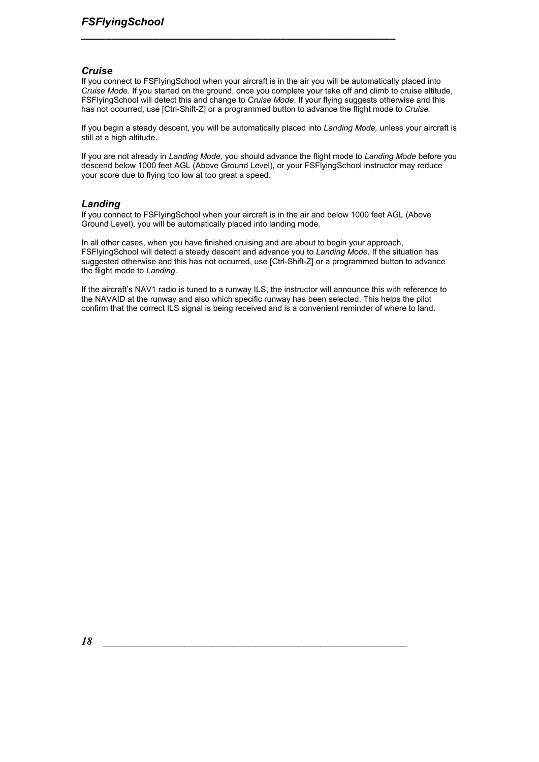### *Cruise*

If you connect to FSFlyingSchool when your aircraft is in the air you will be automatically placed into *Cruise Mode*. If you started on the ground, once you complete your take off and climb to cruise altitude, FSFlyingSchool will detect this and change to *Cruise Mode*. If your flying suggests otherwise and this has not occurred, use [Ctrl-Shift-Z] or a programmed button to advance the flight mode to *Cruise.*

If you begin a steady descent, you will be automatically placed into *Landing Mode,* unless your aircraft is still at a high altitude.

If you are not already in *Landing Mode,* you should advance the flight mode to *Landing Mode* before you descend below 1000 feet AGL (Above Ground Level), or your FSFlyingSchool instructor may reduce your score due to flying too low at too great a speed.

### *Landing*

If you connect to FSFlyingSchool when your aircraft is in the air and below 1000 feet AGL (Above Ground Level), you will be automatically placed into landing mode.

In all other cases, when you have finished cruising and are about to begin your approach, FSFlyingSchool will detect a steady descent and advance you to *Landing Mode.* If the situation has suggested otherwise and this has not occurred, use [Ctrl-Shift-Z] or a programmed button to advance the flight mode to *Landing.*

If the aircraft's NAV1 radio is tuned to a runway ILS, the instructor will announce this with reference to the NAVAID at the runway and also which specific runway has been selected. This helps the pilot confirm that the correct ILS signal is being received and is a convenient reminder of where to land.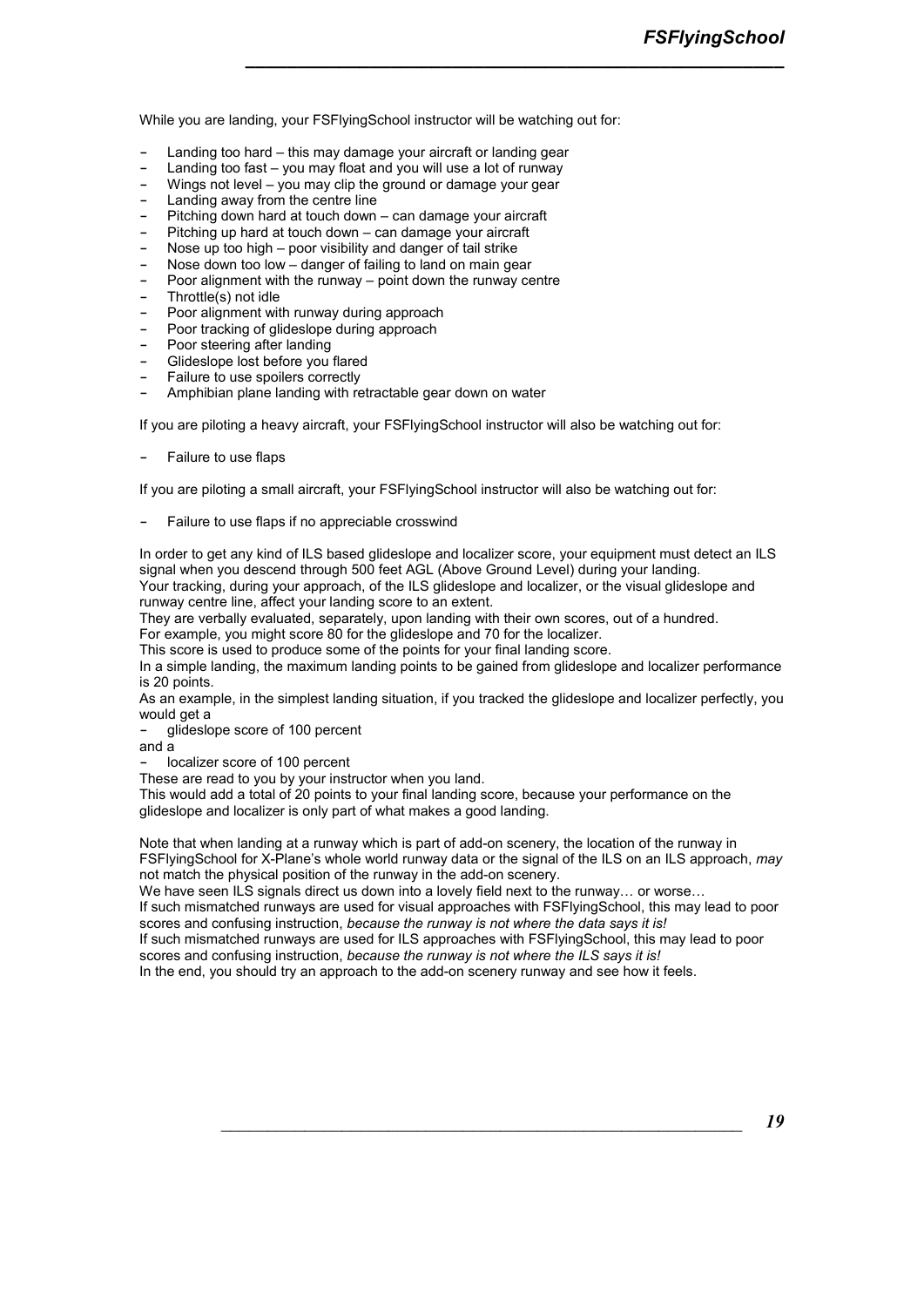While you are landing, your FSFlyingSchool instructor will be watching out for:

- Landing too hard – this may damage your aircraft or landing gear
- Landing too fast – you may float and you will use a lot of runway
- Wings not level – you may clip the ground or damage your gear
- Landing away from the centre line
- Pitching down hard at touch down – can damage your aircraft
- Pitching up hard at touch down – can damage your aircraft
- Nose up too high – poor visibility and danger of tail strike
- Nose down too low – danger of failing to land on main gear
- Poor alignment with the runway – point down the runway centre
- Throttle(s) not idle
- Poor alignment with runway during approach
- Poor tracking of glideslope during approach
- Poor steering after landing
- Glideslope lost before you flared
- Failure to use spoilers correctly
- Amphibian plane landing with retractable gear down on water

If you are piloting a heavy aircraft, your FSFlyingSchool instructor will also be watching out for:

- Failure to use flaps

If you are piloting a small aircraft, your FSFlyingSchool instructor will also be watching out for:

- Failure to use flaps if no appreciable crosswind

In order to get any kind of ILS based glideslope and localizer score, your equipment must detect an ILS signal when you descend through 500 feet AGL (Above Ground Level) during your landing.
Your tracking, during your approach, of the ILS glideslope and localizer, or the visual glideslope and runway centre line, affect your landing score to an extent.
They are verbally evaluated, separately, upon landing with their own scores, out of a hundred.
For example, you might score 80 for the glideslope and 70 for the localizer.
This score is used to produce some of the points for your final landing score.
In a simple landing, the maximum landing points to be gained from glideslope and localizer performance is 20 points.
As an example, in the simplest landing situation, if you tracked the glideslope and localizer perfectly, you would get a

- glideslope score of 100 percent

and a

- localizer score of 100 percent

These are read to you by your instructor when you land.
This would add a total of 20 points to your final landing score, because your performance on the glideslope and localizer is only part of what makes a good landing.

Note that when landing at a runway which is part of add-on scenery, the location of the runway in FSFlyingSchool for X-Plane's whole world runway data or the signal of the ILS on an ILS approach, *may* not match the physical position of the runway in the add-on scenery.
We have seen ILS signals direct us down into a lovely field next to the runway… or worse…
If such mismatched runways are used for visual approaches with FSFlyingSchool, this may lead to poor scores and confusing instruction, *because the runway is not where the data says it is!*
If such mismatched runways are used for ILS approaches with FSFlyingSchool, this may lead to poor scores and confusing instruction, *because the runway is not where the ILS says it is!*
In the end, you should try an approach to the add-on scenery runway and see how it feels.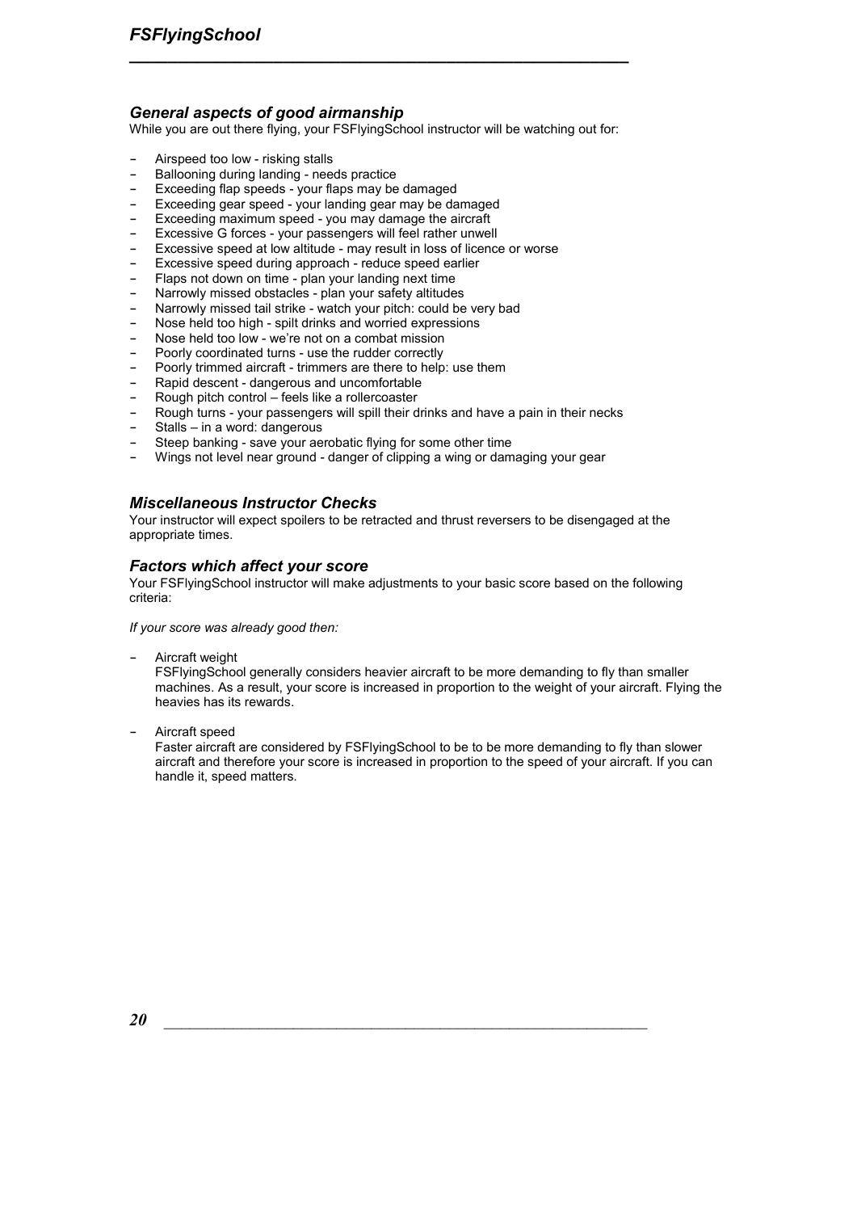### *General aspects of good airmanship*

While you are out there flying, your FSFlyingSchool instructor will be watching out for:

- Airspeed too low - risking stalls
- Ballooning during landing - needs practice
- Exceeding flap speeds - your flaps may be damaged
- Exceeding gear speed - your landing gear may be damaged
- Exceeding maximum speed - you may damage the aircraft
- Excessive G forces - your passengers will feel rather unwell
- Excessive speed at low altitude - may result in loss of licence or worse
- Excessive speed during approach - reduce speed earlier
- Flaps not down on time - plan your landing next time
- Narrowly missed obstacles - plan your safety altitudes
- Narrowly missed tail strike - watch your pitch: could be very bad
- Nose held too high - spilt drinks and worried expressions
- Nose held too low - we're not on a combat mission
- Poorly coordinated turns - use the rudder correctly
- Poorly trimmed aircraft - trimmers are there to help: use them
- Rapid descent - dangerous and uncomfortable
- Rough pitch control – feels like a rollercoaster
- Rough turns - your passengers will spill their drinks and have a pain in their necks
- Stalls – in a word: dangerous
- Steep banking - save your aerobatic flying for some other time
- Wings not level near ground - danger of clipping a wing or damaging your gear

### *Miscellaneous Instructor Checks*

Your instructor will expect spoilers to be retracted and thrust reversers to be disengaged at the appropriate times.

### *Factors which affect your score*

Your FSFlyingSchool instructor will make adjustments to your basic score based on the following criteria:

*If your score was already good then:*

- Aircraft weight
  FSFlyingSchool generally considers heavier aircraft to be more demanding to fly than smaller machines. As a result, your score is increased in proportion to the weight of your aircraft. Flying the heavies has its rewards.

- Aircraft speed
  Faster aircraft are considered by FSFlyingSchool to be to be more demanding to fly than slower aircraft and therefore your score is increased in proportion to the speed of your aircraft. If you can handle it, speed matters.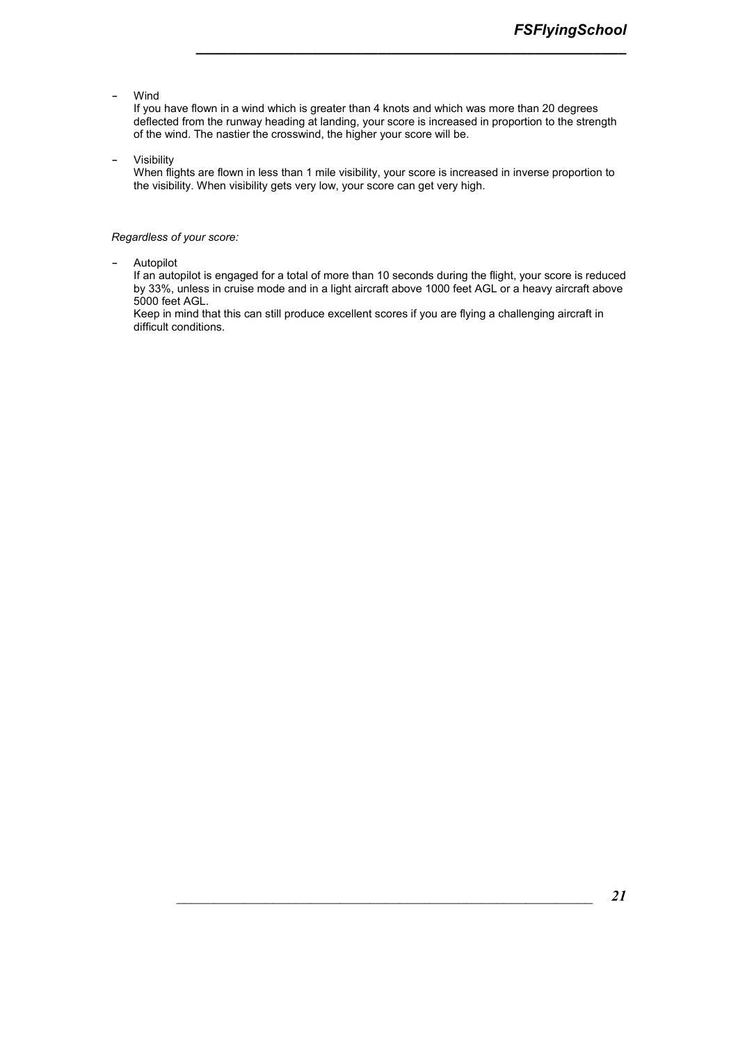- Wind

  If you have flown in a wind which is greater than 4 knots and which was more than 20 degrees deflected from the runway heading at landing, your score is increased in proportion to the strength of the wind. The nastier the crosswind, the higher your score will be.

- Visibility

  When flights are flown in less than 1 mile visibility, your score is increased in inverse proportion to the visibility. When visibility gets very low, your score can get very high.

*Regardless of your score:*

- Autopilot

  If an autopilot is engaged for a total of more than 10 seconds during the flight, your score is reduced by 33%, unless in cruise mode and in a light aircraft above 1000 feet AGL or a heavy aircraft above 5000 feet AGL.

  Keep in mind that this can still produce excellent scores if you are flying a challenging aircraft in difficult conditions.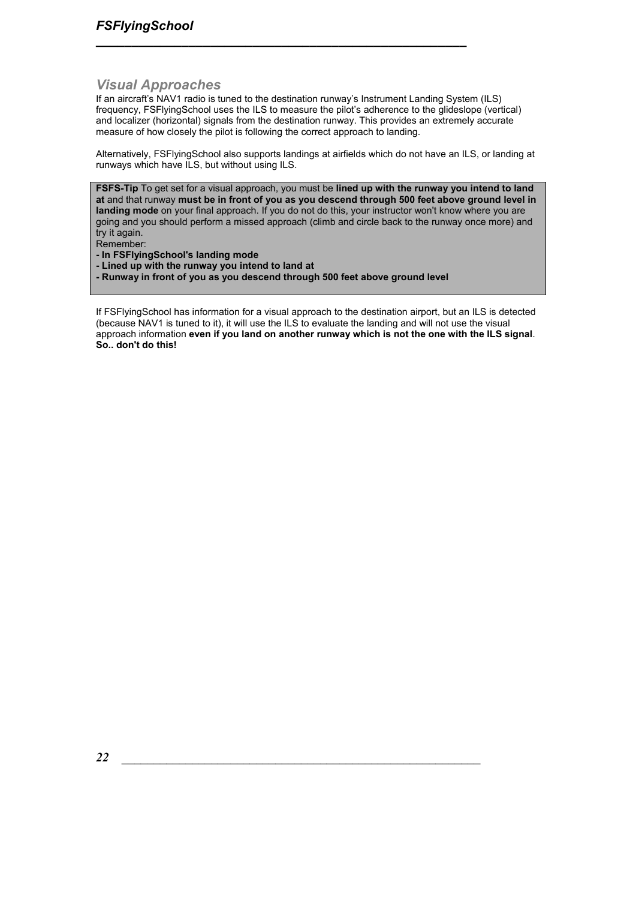## Visual Approaches

If an aircraft's NAV1 radio is tuned to the destination runway's Instrument Landing System (ILS) frequency, FSFlyingSchool uses the ILS to measure the pilot's adherence to the glideslope (vertical) and localizer (horizontal) signals from the destination runway. This provides an extremely accurate measure of how closely the pilot is following the correct approach to landing.

Alternatively, FSFlyingSchool also supports landings at airfields which do not have an ILS, or landing at runways which have ILS, but without using ILS.

> **FSFS-Tip** To get set for a visual approach, you must be **lined up with the runway you intend to land at** and that runway **must be in front of you as you descend through 500 feet above ground level in landing mode** on your final approach. If you do not do this, your instructor won't know where you are going and you should perform a missed approach (climb and circle back to the runway once more) and try it again.
> Remember:
> **- In FSFlyingSchool's landing mode**
> **- Lined up with the runway you intend to land at**
> **- Runway in front of you as you descend through 500 feet above ground level**

If FSFlyingSchool has information for a visual approach to the destination airport, but an ILS is detected (because NAV1 is tuned to it), it will use the ILS to evaluate the landing and will not use the visual approach information **even if you land on another runway which is not the one with the ILS signal**. **So.. don't do this!**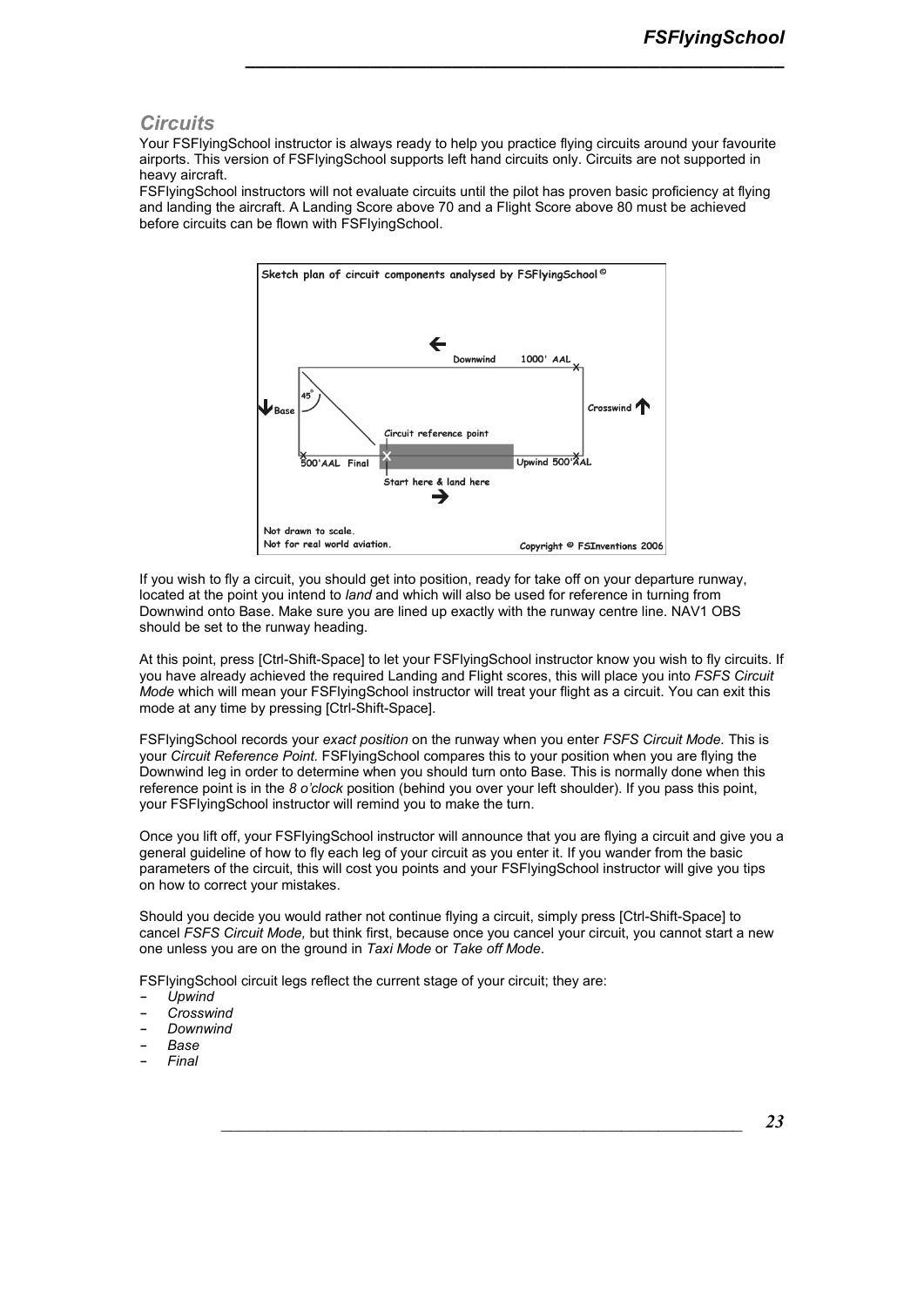## Circuits

Your FSFlyingSchool instructor is always ready to help you practice flying circuits around your favourite airports. This version of FSFlyingSchool supports left hand circuits only. Circuits are not supported in heavy aircraft.

FSFlyingSchool instructors will not evaluate circuits until the pilot has proven basic proficiency at flying and landing the aircraft. A Landing Score above 70 and a Flight Score above 80 must be achieved before circuits can be flown with FSFlyingSchool.

If you wish to fly a circuit, you should get into position, ready for take off on your departure runway, located at the point you intend to *land* and which will also be used for reference in turning from Downwind onto Base. Make sure you are lined up exactly with the runway centre line. NAV1 OBS should be set to the runway heading.

At this point, press [Ctrl-Shift-Space] to let your FSFlyingSchool instructor know you wish to fly circuits. If you have already achieved the required Landing and Flight scores, this will place you into *FSFS Circuit Mode* which will mean your FSFlyingSchool instructor will treat your flight as a circuit. You can exit this mode at any time by pressing [Ctrl-Shift-Space].

FSFlyingSchool records your *exact position* on the runway when you enter *FSFS Circuit Mode.* This is your *Circuit Reference Point.* FSFlyingSchool compares this to your position when you are flying the Downwind leg in order to determine when you should turn onto Base. This is normally done when this reference point is in the *8 o'clock* position (behind you over your left shoulder). If you pass this point, your FSFlyingSchool instructor will remind you to make the turn.

Once you lift off, your FSFlyingSchool instructor will announce that you are flying a circuit and give you a general guideline of how to fly each leg of your circuit as you enter it. If you wander from the basic parameters of the circuit, this will cost you points and your FSFlyingSchool instructor will give you tips on how to correct your mistakes.

Should you decide you would rather not continue flying a circuit, simply press [Ctrl-Shift-Space] to cancel *FSFS Circuit Mode,* but think first, because once you cancel your circuit, you cannot start a new one unless you are on the ground in *Taxi Mode* or *Take off Mode*.

FSFlyingSchool circuit legs reflect the current stage of your circuit; they are:

- *Upwind*
- *Crosswind*
- *Downwind*
- *Base*
- *Final*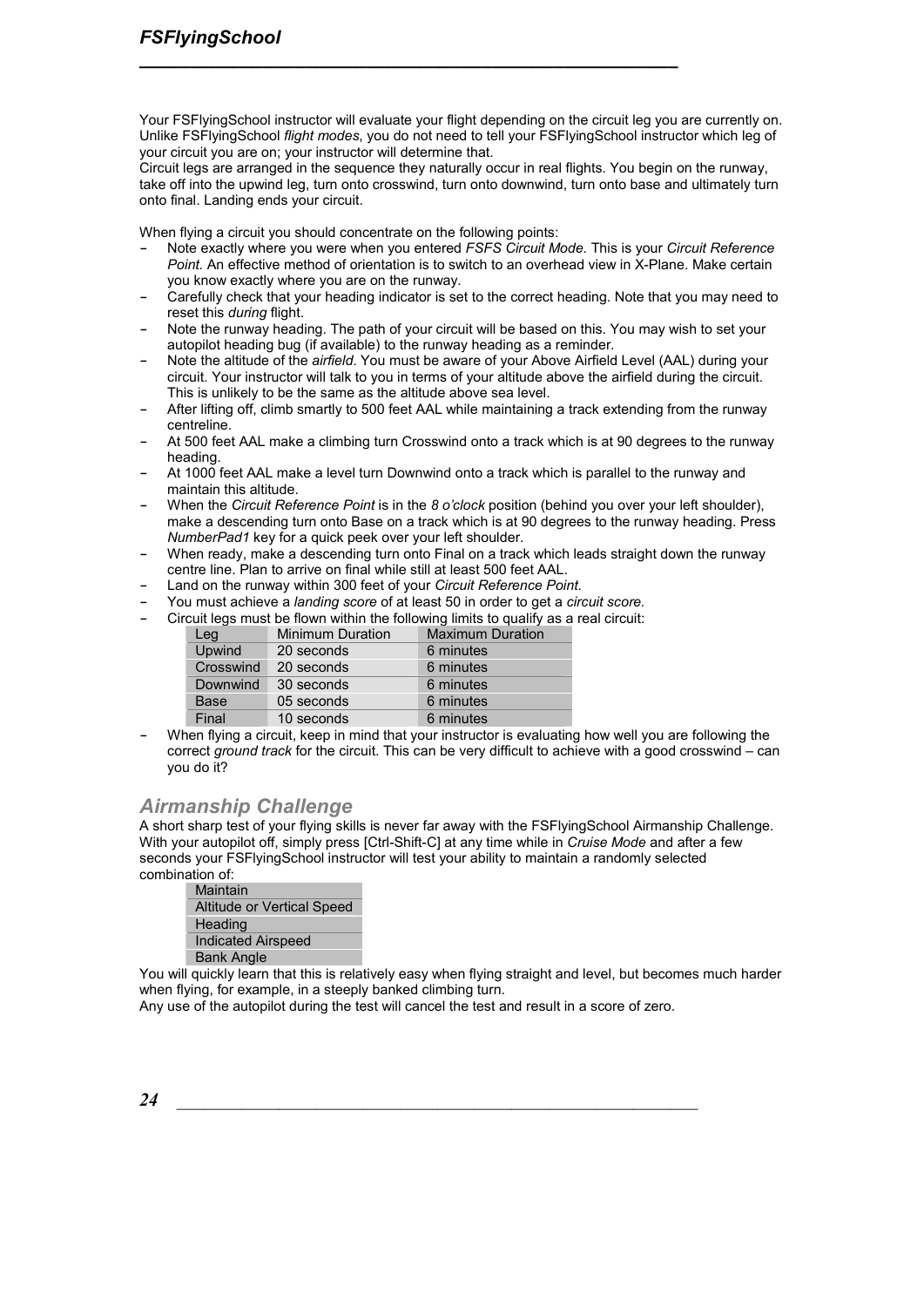Your FSFlyingSchool instructor will evaluate your flight depending on the circuit leg you are currently on. Unlike FSFlyingSchool *flight modes*, you do not need to tell your FSFlyingSchool instructor which leg of your circuit you are on; your instructor will determine that.
Circuit legs are arranged in the sequence they naturally occur in real flights. You begin on the runway, take off into the upwind leg, turn onto crosswind, turn onto downwind, turn onto base and ultimately turn onto final. Landing ends your circuit.

When flying a circuit you should concentrate on the following points:

- Note exactly where you were when you entered *FSFS Circuit Mode.* This is your *Circuit Reference Point.* An effective method of orientation is to switch to an overhead view in X-Plane. Make certain you know exactly where you are on the runway.
- Carefully check that your heading indicator is set to the correct heading. Note that you may need to reset this *during* flight.
- Note the runway heading. The path of your circuit will be based on this. You may wish to set your autopilot heading bug (if available) to the runway heading as a reminder.
- Note the altitude of the *airfield.* You must be aware of your Above Airfield Level (AAL) during your circuit. Your instructor will talk to you in terms of your altitude above the airfield during the circuit. This is unlikely to be the same as the altitude above sea level.
- After lifting off, climb smartly to 500 feet AAL while maintaining a track extending from the runway centreline.
- At 500 feet AAL make a climbing turn Crosswind onto a track which is at 90 degrees to the runway heading.
- At 1000 feet AAL make a level turn Downwind onto a track which is parallel to the runway and maintain this altitude.
- When the *Circuit Reference Point* is in the *8 o'clock* position (behind you over your left shoulder), make a descending turn onto Base on a track which is at 90 degrees to the runway heading. Press *NumberPad1* key for a quick peek over your left shoulder.
- When ready, make a descending turn onto Final on a track which leads straight down the runway centre line. Plan to arrive on final while still at least 500 feet AAL.
- Land on the runway within 300 feet of your *Circuit Reference Point.*
- You must achieve a *landing score* of at least 50 in order to get a *circuit score.*
- Circuit legs must be flown within the following limits to qualify as a real circuit:

| Leg | Minimum Duration | Maximum Duration |
|---|---|---|
| Upwind | 20 seconds | 6 minutes |
| Crosswind | 20 seconds | 6 minutes |
| Downwind | 30 seconds | 6 minutes |
| Base | 05 seconds | 6 minutes |
| Final | 10 seconds | 6 minutes |

- When flying a circuit, keep in mind that your instructor is evaluating how well you are following the correct *ground track* for the circuit. This can be very difficult to achieve with a good crosswind – can you do it?

## Airmanship Challenge

A short sharp test of your flying skills is never far away with the FSFlyingSchool Airmanship Challenge. With your autopilot off, simply press [Ctrl-Shift-C] at any time while in *Cruise Mode* and after a few seconds your FSFlyingSchool instructor will test your ability to maintain a randomly selected combination of:

| Maintain |
|---|
| Altitude or Vertical Speed |
| Heading |
| Indicated Airspeed |
| Bank Angle |

You will quickly learn that this is relatively easy when flying straight and level, but becomes much harder when flying, for example, in a steeply banked climbing turn.
Any use of the autopilot during the test will cancel the test and result in a score of zero.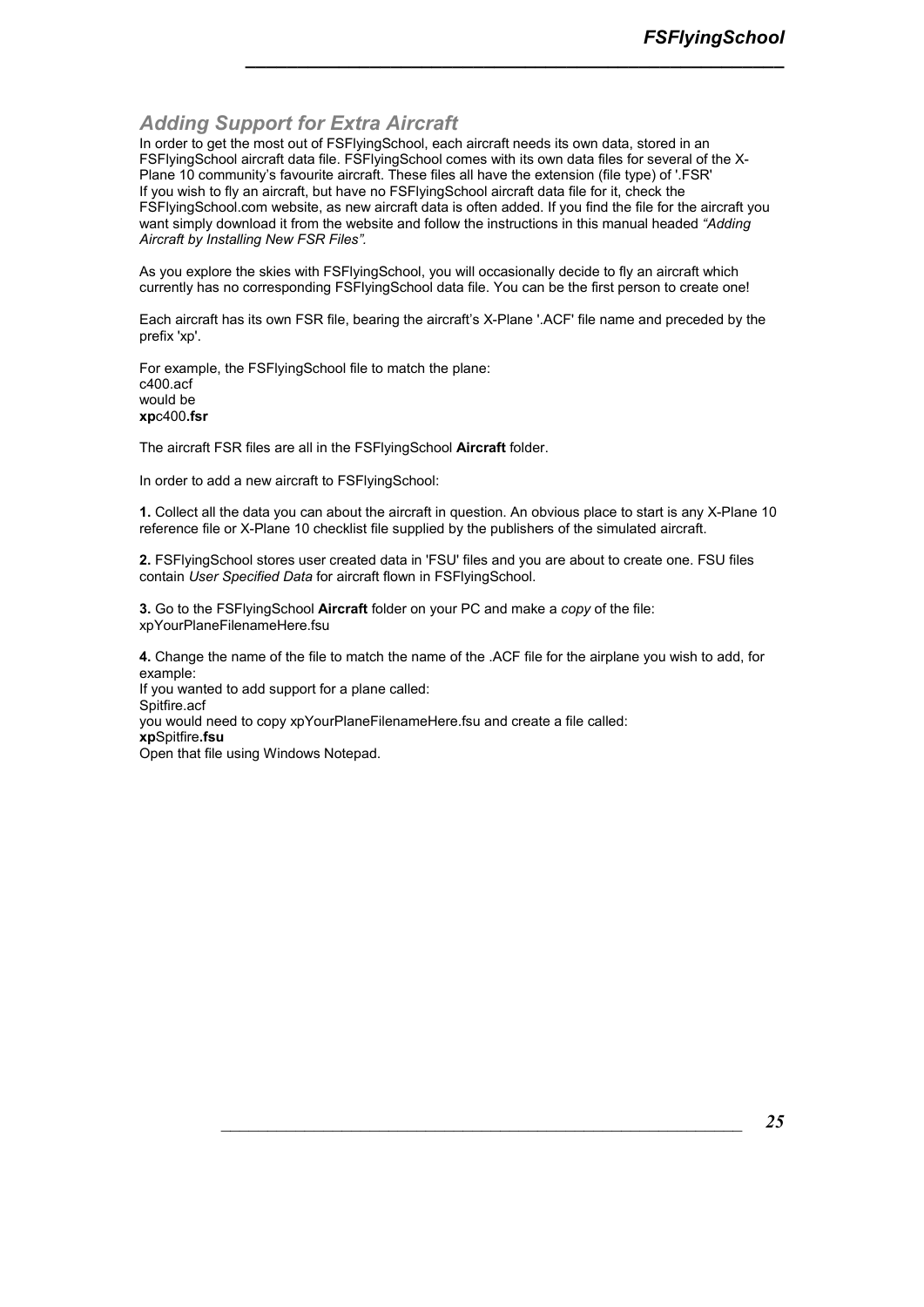## *Adding Support for Extra Aircraft*

In order to get the most out of FSFlyingSchool, each aircraft needs its own data, stored in an FSFlyingSchool aircraft data file. FSFlyingSchool comes with its own data files for several of the X-Plane 10 community's favourite aircraft. These files all have the extension (file type) of '.FSR'
If you wish to fly an aircraft, but have no FSFlyingSchool aircraft data file for it, check the FSFlyingSchool.com website, as new aircraft data is often added. If you find the file for the aircraft you want simply download it from the website and follow the instructions in this manual headed *"Adding Aircraft by Installing New FSR Files".*

As you explore the skies with FSFlyingSchool, you will occasionally decide to fly an aircraft which currently has no corresponding FSFlyingSchool data file. You can be the first person to create one!

Each aircraft has its own FSR file, bearing the aircraft's X-Plane '.ACF' file name and preceded by the prefix 'xp'.

For example, the FSFlyingSchool file to match the plane:
c400.acf
would be
**xp**c400**.fsr**

The aircraft FSR files are all in the FSFlyingSchool **Aircraft** folder.

In order to add a new aircraft to FSFlyingSchool:

**1.** Collect all the data you can about the aircraft in question. An obvious place to start is any X-Plane 10 reference file or X-Plane 10 checklist file supplied by the publishers of the simulated aircraft.

**2.** FSFlyingSchool stores user created data in 'FSU' files and you are about to create one. FSU files contain *User Specified Data* for aircraft flown in FSFlyingSchool.

**3.** Go to the FSFlyingSchool **Aircraft** folder on your PC and make a *copy* of the file:
xpYourPlaneFilenameHere.fsu

**4.** Change the name of the file to match the name of the .ACF file for the airplane you wish to add, for example:
If you wanted to add support for a plane called:
Spitfire.acf
you would need to copy xpYourPlaneFilenameHere.fsu and create a file called:
**xp**Spitfire**.fsu**
Open that file using Windows Notepad.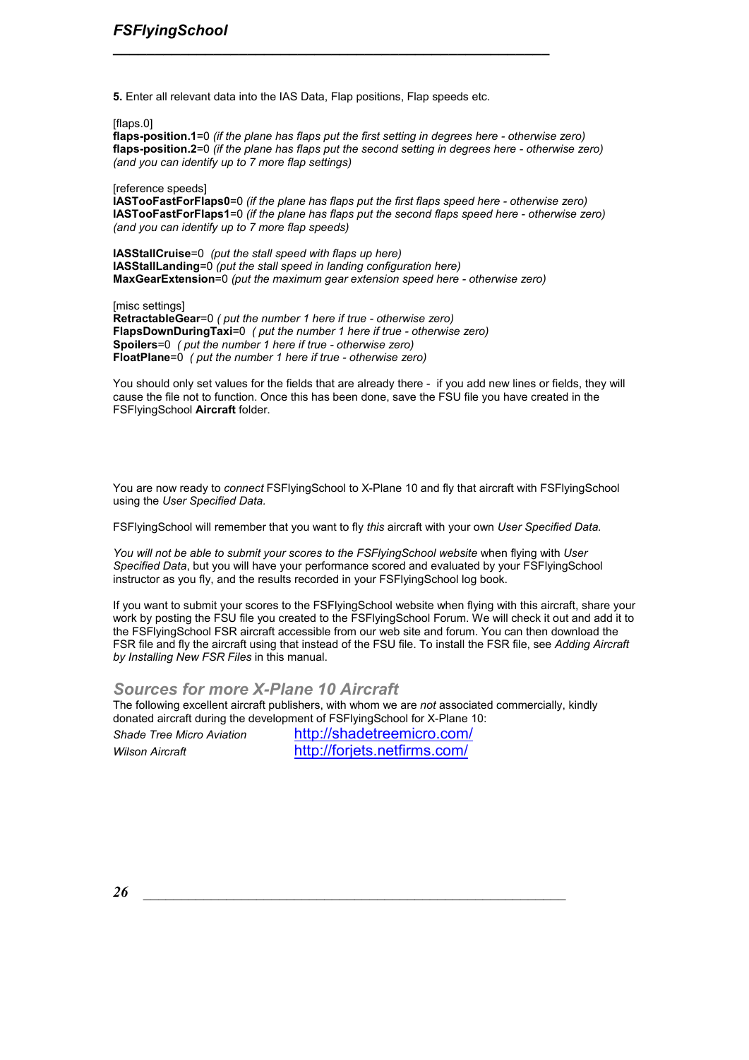**5.** Enter all relevant data into the IAS Data, Flap positions, Flap speeds etc.

[flaps.0]
**flaps-position.1**=0 *(if the plane has flaps put the first setting in degrees here - otherwise zero)*
**flaps-position.2**=0 *(if the plane has flaps put the second setting in degrees here - otherwise zero)*
*(and you can identify up to 7 more flap settings)*

[reference speeds]
**IASTooFastForFlaps0**=0 *(if the plane has flaps put the first flaps speed here - otherwise zero)*
**IASTooFastForFlaps1**=0 *(if the plane has flaps put the second flaps speed here - otherwise zero)*
*(and you can identify up to 7 more flap speeds)*

**IASStallCruise**=0 *(put the stall speed with flaps up here)*
**IASStallLanding**=0 *(put the stall speed in landing configuration here)*
**MaxGearExtension**=0 *(put the maximum gear extension speed here - otherwise zero)*

[misc settings]
**RetractableGear**=0 *( put the number 1 here if true - otherwise zero)*
**FlapsDownDuringTaxi**=0 *( put the number 1 here if true - otherwise zero)*
**Spoilers**=0 *( put the number 1 here if true - otherwise zero)*
**FloatPlane**=0 *( put the number 1 here if true - otherwise zero)*

You should only set values for the fields that are already there - if you add new lines or fields, they will cause the file not to function. Once this has been done, save the FSU file you have created in the FSFlyingSchool **Aircraft** folder.

You are now ready to *connect* FSFlyingSchool to X-Plane 10 and fly that aircraft with FSFlyingSchool using the *User Specified Data.*

FSFlyingSchool will remember that you want to fly *this* aircraft with your own *User Specified Data.*

*You will not be able to submit your scores to the FSFlyingSchool website* when flying with *User Specified Data*, but you will have your performance scored and evaluated by your FSFlyingSchool instructor as you fly, and the results recorded in your FSFlyingSchool log book.

If you want to submit your scores to the FSFlyingSchool website when flying with this aircraft, share your work by posting the FSU file you created to the FSFlyingSchool Forum. We will check it out and add it to the FSFlyingSchool FSR aircraft accessible from our web site and forum. You can then download the FSR file and fly the aircraft using that instead of the FSU file. To install the FSR file, see *Adding Aircraft by Installing New FSR Files* in this manual.

## Sources for more X-Plane 10 Aircraft

The following excellent aircraft publishers, with whom we are *not* associated commercially, kindly donated aircraft during the development of FSFlyingSchool for X-Plane 10:

*Shade Tree Micro Aviation* http://shadetreemicro.com/
*Wilson Aircraft* http://forjets.netfirms.com/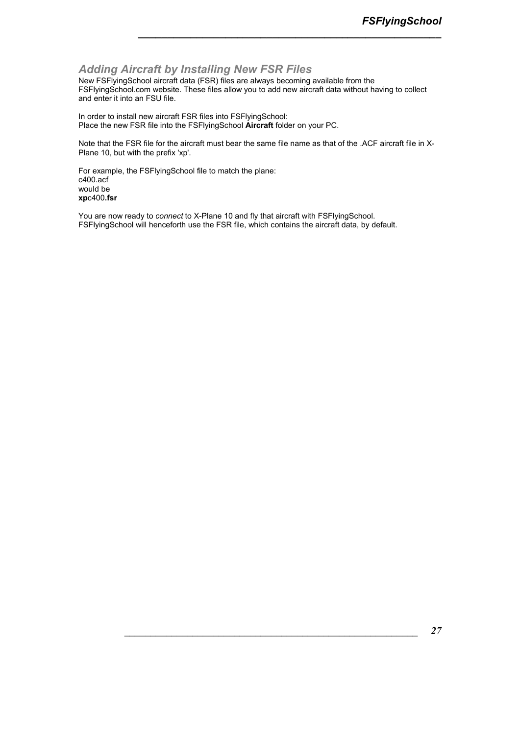## *Adding Aircraft by Installing New FSR Files*

New FSFlyingSchool aircraft data (FSR) files are always becoming available from the FSFlyingSchool.com website. These files allow you to add new aircraft data without having to collect and enter it into an FSU file.

In order to install new aircraft FSR files into FSFlyingSchool:
Place the new FSR file into the FSFlyingSchool **Aircraft** folder on your PC.

Note that the FSR file for the aircraft must bear the same file name as that of the .ACF aircraft file in X-Plane 10, but with the prefix 'xp'.

For example, the FSFlyingSchool file to match the plane:
c400.acf
would be
**xp**c400**.fsr**

You are now ready to *connect* to X-Plane 10 and fly that aircraft with FSFlyingSchool.
FSFlyingSchool will henceforth use the FSR file, which contains the aircraft data, by default.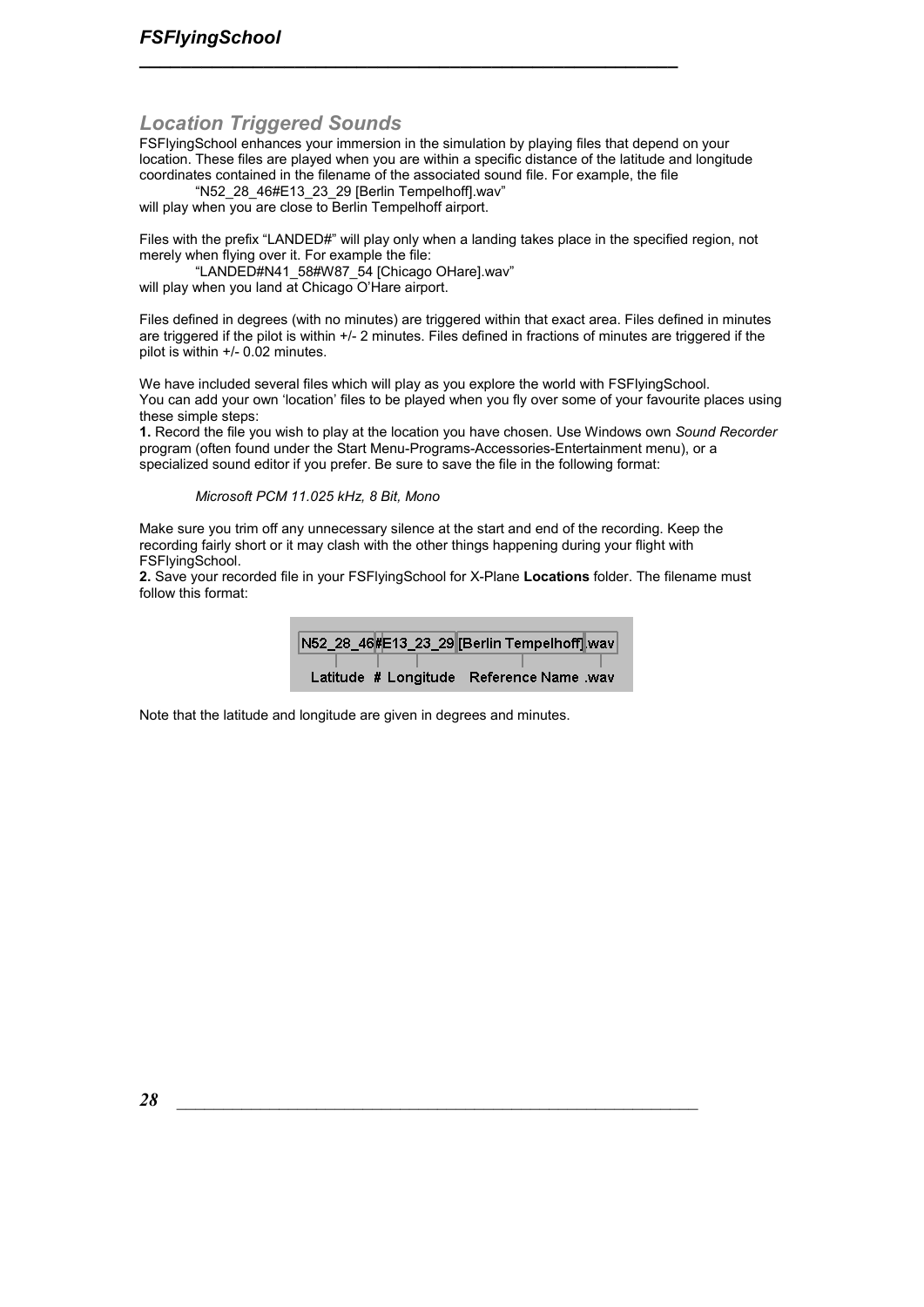## Location Triggered Sounds

FSFlyingSchool enhances your immersion in the simulation by playing files that depend on your location. These files are played when you are within a specific distance of the latitude and longitude coordinates contained in the filename of the associated sound file. For example, the file

"N52_28_46#E13_23_29 [Berlin Tempelhoff].wav"

will play when you are close to Berlin Tempelhoff airport.

Files with the prefix "LANDED#" will play only when a landing takes place in the specified region, not merely when flying over it. For example the file:

"LANDED#N41_58#W87_54 [Chicago OHare].wav"

will play when you land at Chicago O'Hare airport.

Files defined in degrees (with no minutes) are triggered within that exact area. Files defined in minutes are triggered if the pilot is within +/- 2 minutes. Files defined in fractions of minutes are triggered if the pilot is within +/- 0.02 minutes.

We have included several files which will play as you explore the world with FSFlyingSchool.
You can add your own 'location' files to be played when you fly over some of your favourite places using these simple steps:

**1.** Record the file you wish to play at the location you have chosen. Use Windows own *Sound Recorder* program (often found under the Start Menu-Programs-Accessories-Entertainment menu), or a specialized sound editor if you prefer. Be sure to save the file in the following format:

*Microsoft PCM 11.025 kHz, 8 Bit, Mono*

Make sure you trim off any unnecessary silence at the start and end of the recording. Keep the recording fairly short or it may clash with the other things happening during your flight with FSFlyingSchool.

**2.** Save your recorded file in your FSFlyingSchool for X-Plane **Locations** folder. The filename must follow this format:

| N52_28_46 | # | E13_23_29 | [Berlin Tempelhoff] | .wav |
|---|---|---|---|---|
| Latitude | # | Longitude | Reference Name | .wav |

Note that the latitude and longitude are given in degrees and minutes.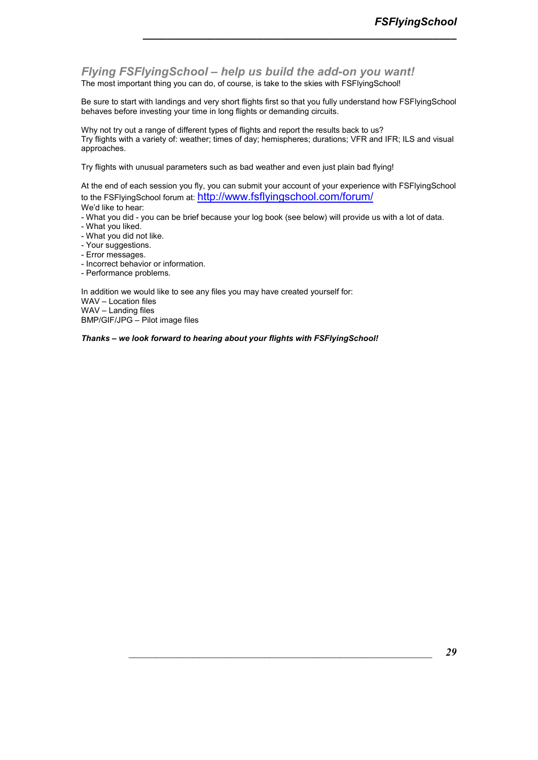## *Flying FSFlyingSchool – help us build the add-on you want!*

The most important thing you can do, of course, is take to the skies with FSFlyingSchool!

Be sure to start with landings and very short flights first so that you fully understand how FSFlyingSchool behaves before investing your time in long flights or demanding circuits.

Why not try out a range of different types of flights and report the results back to us?
Try flights with a variety of: weather; times of day; hemispheres; durations; VFR and IFR; ILS and visual approaches.

Try flights with unusual parameters such as bad weather and even just plain bad flying!

At the end of each session you fly, you can submit your account of your experience with FSFlyingSchool to the FSFlyingSchool forum at: http://www.fsflyingschool.com/forum/
We'd like to hear:

- What you did - you can be brief because your log book (see below) will provide us with a lot of data.
- What you liked.
- What you did not like.
- Your suggestions.
- Error messages.
- Incorrect behavior or information.
- Performance problems.

In addition we would like to see any files you may have created yourself for:
WAV – Location files
WAV – Landing files
BMP/GIF/JPG – Pilot image files

***Thanks – we look forward to hearing about your flights with FSFlyingSchool!***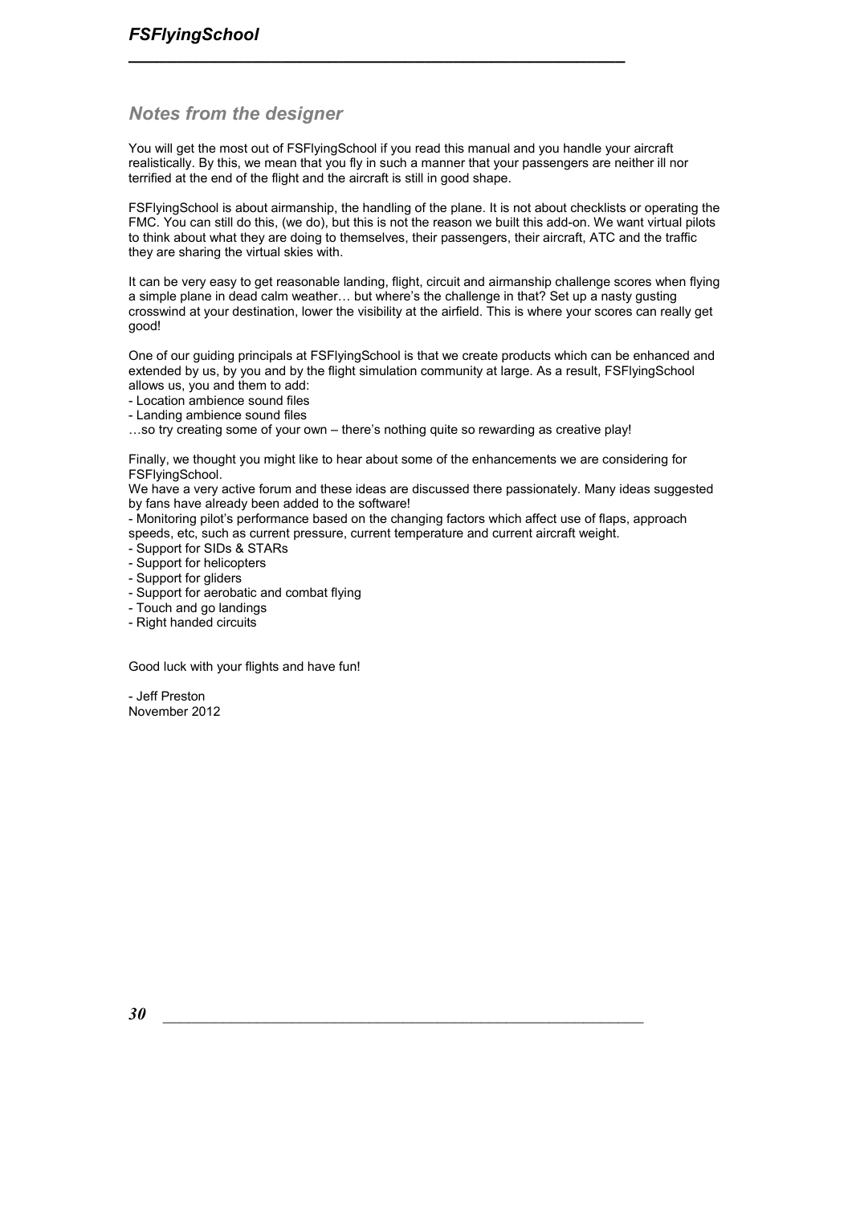## Notes from the designer

You will get the most out of FSFlyingSchool if you read this manual and you handle your aircraft realistically. By this, we mean that you fly in such a manner that your passengers are neither ill nor terrified at the end of the flight and the aircraft is still in good shape.

FSFlyingSchool is about airmanship, the handling of the plane. It is not about checklists or operating the FMC. You can still do this, (we do), but this is not the reason we built this add-on. We want virtual pilots to think about what they are doing to themselves, their passengers, their aircraft, ATC and the traffic they are sharing the virtual skies with.

It can be very easy to get reasonable landing, flight, circuit and airmanship challenge scores when flying a simple plane in dead calm weather… but where's the challenge in that? Set up a nasty gusting crosswind at your destination, lower the visibility at the airfield. This is where your scores can really get good!

One of our guiding principals at FSFlyingSchool is that we create products which can be enhanced and extended by us, by you and by the flight simulation community at large. As a result, FSFlyingSchool allows us, you and them to add:

- Location ambience sound files
- Landing ambience sound files

…so try creating some of your own – there's nothing quite so rewarding as creative play!

Finally, we thought you might like to hear about some of the enhancements we are considering for FSFlyingSchool.
We have a very active forum and these ideas are discussed there passionately. Many ideas suggested by fans have already been added to the software!

- Monitoring pilot's performance based on the changing factors which affect use of flaps, approach speeds, etc, such as current pressure, current temperature and current aircraft weight.
- Support for SIDs & STARs
- Support for helicopters
- Support for gliders
- Support for aerobatic and combat flying
- Touch and go landings
- Right handed circuits

Good luck with your flights and have fun!

- Jeff Preston
November 2012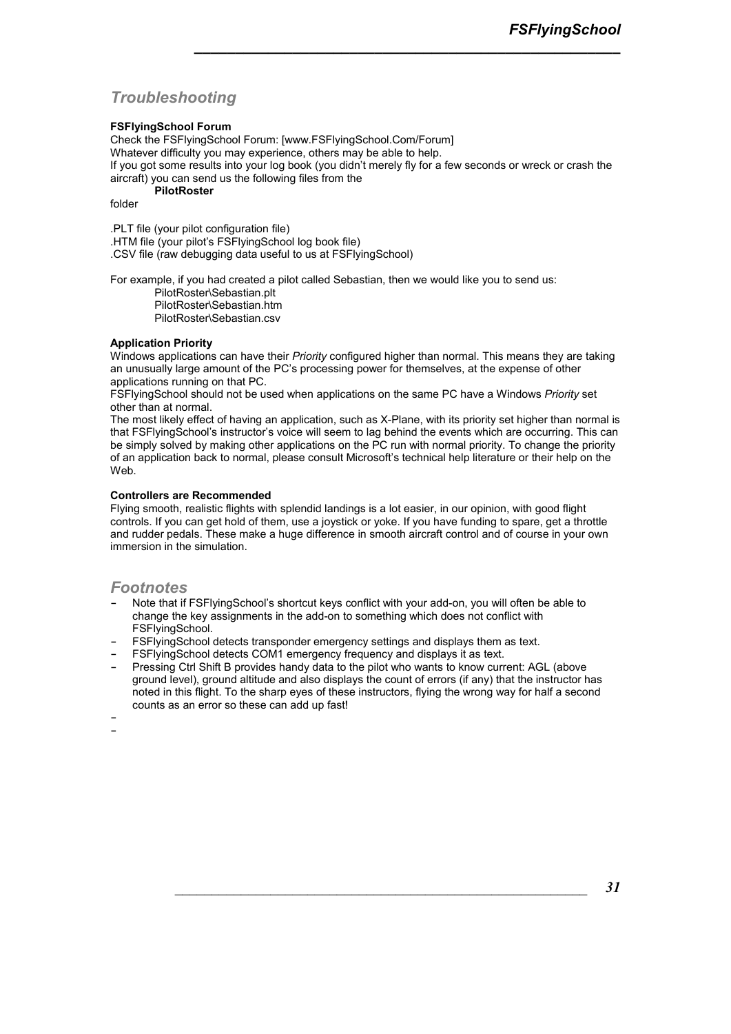## Troubleshooting

**FSFlyingSchool Forum**

Check the FSFlyingSchool Forum: [www.FSFlyingSchool.Com/Forum]

Whatever difficulty you may experience, others may be able to help.

If you got some results into your log book (you didn't merely fly for a few seconds or wreck or crash the aircraft) you can send us the following files from the

**PilotRoster**

folder

.PLT file (your pilot configuration file)
.HTM file (your pilot's FSFlyingSchool log book file)
.CSV file (raw debugging data useful to us at FSFlyingSchool)

For example, if you had created a pilot called Sebastian, then we would like you to send us:

PilotRoster\Sebastian.plt
PilotRoster\Sebastian.htm
PilotRoster\Sebastian.csv

**Application Priority**

Windows applications can have their *Priority* configured higher than normal. This means they are taking an unusually large amount of the PC's processing power for themselves, at the expense of other applications running on that PC.

FSFlyingSchool should not be used when applications on the same PC have a Windows *Priority* set other than at normal.

The most likely effect of having an application, such as X-Plane, with its priority set higher than normal is that FSFlyingSchool's instructor's voice will seem to lag behind the events which are occurring. This can be simply solved by making other applications on the PC run with normal priority. To change the priority of an application back to normal, please consult Microsoft's technical help literature or their help on the Web.

**Controllers are Recommended**

Flying smooth, realistic flights with splendid landings is a lot easier, in our opinion, with good flight controls. If you can get hold of them, use a joystick or yoke. If you have funding to spare, get a throttle and rudder pedals. These make a huge difference in smooth aircraft control and of course in your own immersion in the simulation.

## Footnotes

- Note that if FSFlyingSchool's shortcut keys conflict with your add-on, you will often be able to change the key assignments in the add-on to something which does not conflict with FSFlyingSchool.
- FSFlyingSchool detects transponder emergency settings and displays them as text.
- FSFlyingSchool detects COM1 emergency frequency and displays it as text.
- Pressing Ctrl Shift B provides handy data to the pilot who wants to know current: AGL (above ground level), ground altitude and also displays the count of errors (if any) that the instructor has noted in this flight. To the sharp eyes of these instructors, flying the wrong way for half a second counts as an error so these can add up fast!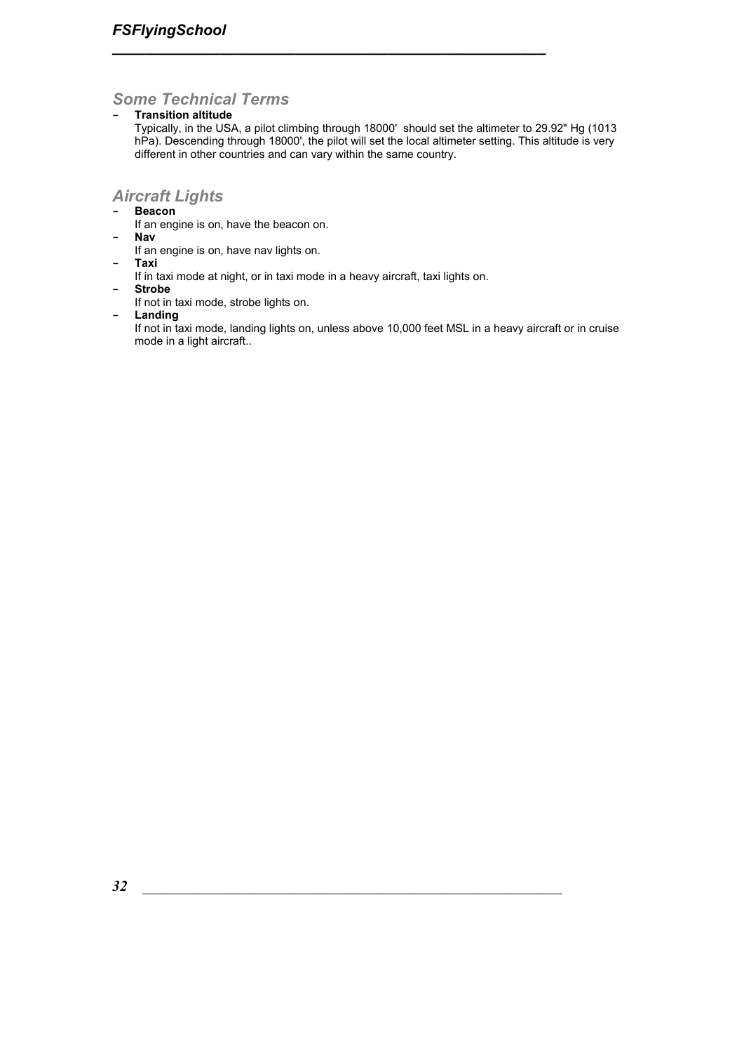## Some Technical Terms

- **Transition altitude**
  Typically, in the USA, a pilot climbing through 18000' should set the altimeter to 29.92" Hg (1013 hPa). Descending through 18000', the pilot will set the local altimeter setting. This altitude is very different in other countries and can vary within the same country.

## Aircraft Lights

- **Beacon**
  If an engine is on, have the beacon on.
- **Nav**
  If an engine is on, have nav lights on.
- **Taxi**
  If in taxi mode at night, or in taxi mode in a heavy aircraft, taxi lights on.
- **Strobe**
  If not in taxi mode, strobe lights on.
- **Landing**
  If not in taxi mode, landing lights on, unless above 10,000 feet MSL in a heavy aircraft or in cruise mode in a light aircraft..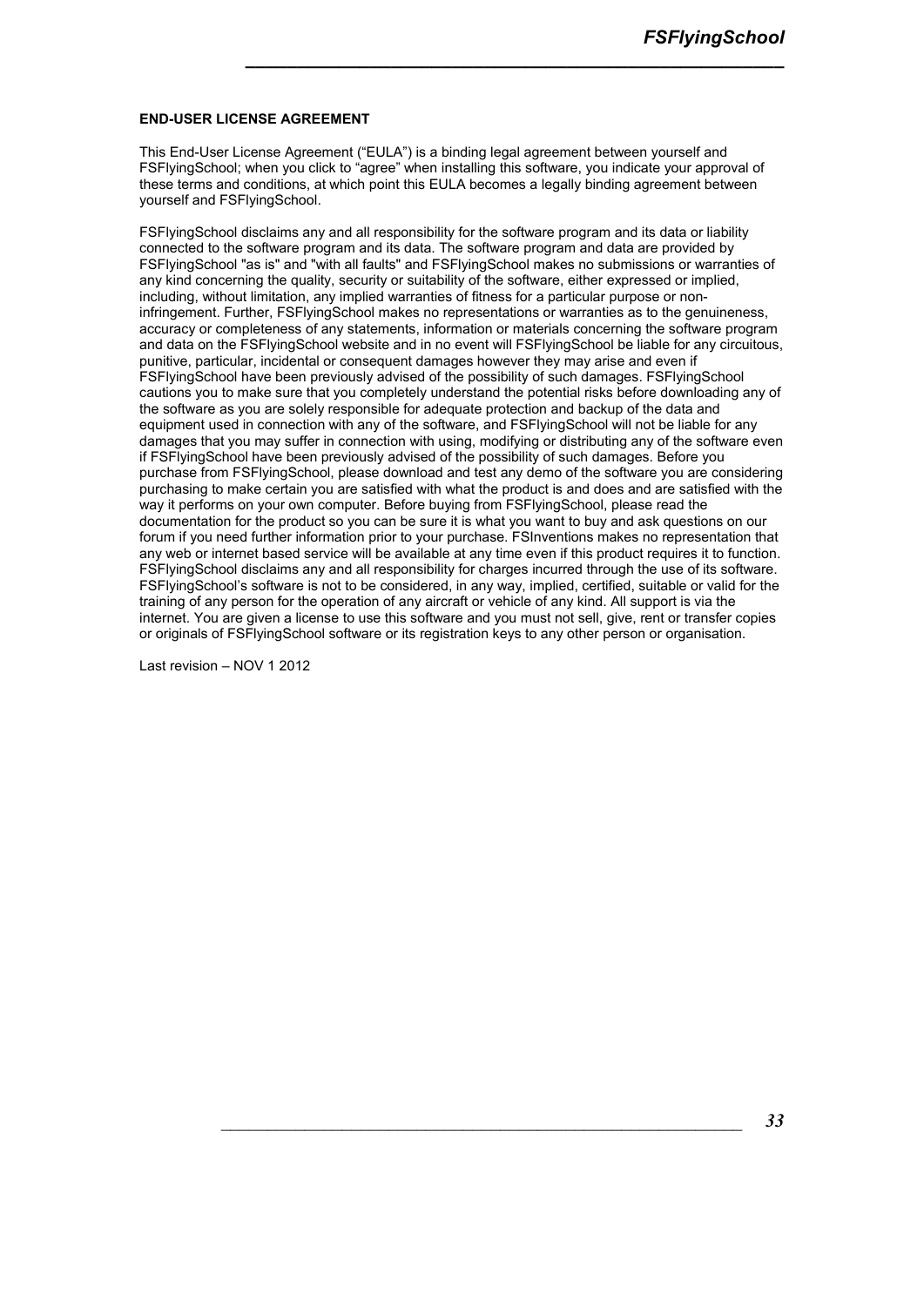**END-USER LICENSE AGREEMENT**

This End-User License Agreement ("EULA") is a binding legal agreement between yourself and FSFlyingSchool; when you click to "agree" when installing this software, you indicate your approval of these terms and conditions, at which point this EULA becomes a legally binding agreement between yourself and FSFlyingSchool.

FSFlyingSchool disclaims any and all responsibility for the software program and its data or liability connected to the software program and its data. The software program and data are provided by FSFlyingSchool "as is" and "with all faults" and FSFlyingSchool makes no submissions or warranties of any kind concerning the quality, security or suitability of the software, either expressed or implied, including, without limitation, any implied warranties of fitness for a particular purpose or non-infringement. Further, FSFlyingSchool makes no representations or warranties as to the genuineness, accuracy or completeness of any statements, information or materials concerning the software program and data on the FSFlyingSchool website and in no event will FSFlyingSchool be liable for any circuitous, punitive, particular, incidental or consequent damages however they may arise and even if FSFlyingSchool have been previously advised of the possibility of such damages. FSFlyingSchool cautions you to make sure that you completely understand the potential risks before downloading any of the software as you are solely responsible for adequate protection and backup of the data and equipment used in connection with any of the software, and FSFlyingSchool will not be liable for any damages that you may suffer in connection with using, modifying or distributing any of the software even if FSFlyingSchool have been previously advised of the possibility of such damages. Before you purchase from FSFlyingSchool, please download and test any demo of the software you are considering purchasing to make certain you are satisfied with what the product is and does and are satisfied with the way it performs on your own computer. Before buying from FSFlyingSchool, please read the documentation for the product so you can be sure it is what you want to buy and ask questions on our forum if you need further information prior to your purchase. FSInventions makes no representation that any web or internet based service will be available at any time even if this product requires it to function. FSFlyingSchool disclaims any and all responsibility for charges incurred through the use of its software. FSFlyingSchool's software is not to be considered, in any way, implied, certified, suitable or valid for the training of any person for the operation of any aircraft or vehicle of any kind. All support is via the internet. You are given a license to use this software and you must not sell, give, rent or transfer copies or originals of FSFlyingSchool software or its registration keys to any other person or organisation.

Last revision – NOV 1 2012